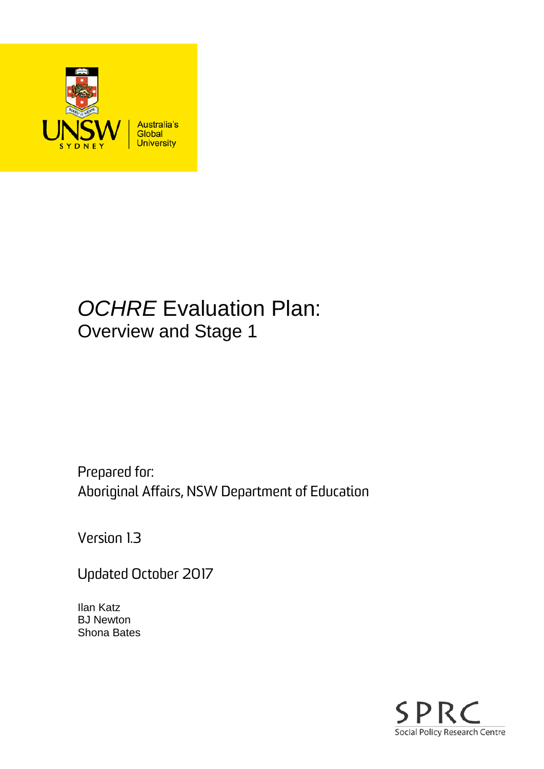# *OCHRE* Evaluation Plan:

## Overview and Stage 1

Prepared for:
Aboriginal Affairs, NSW Department of Education

Version 1.3

Updated October 2017

Ilan Katz
BJ Newton
Shona Bates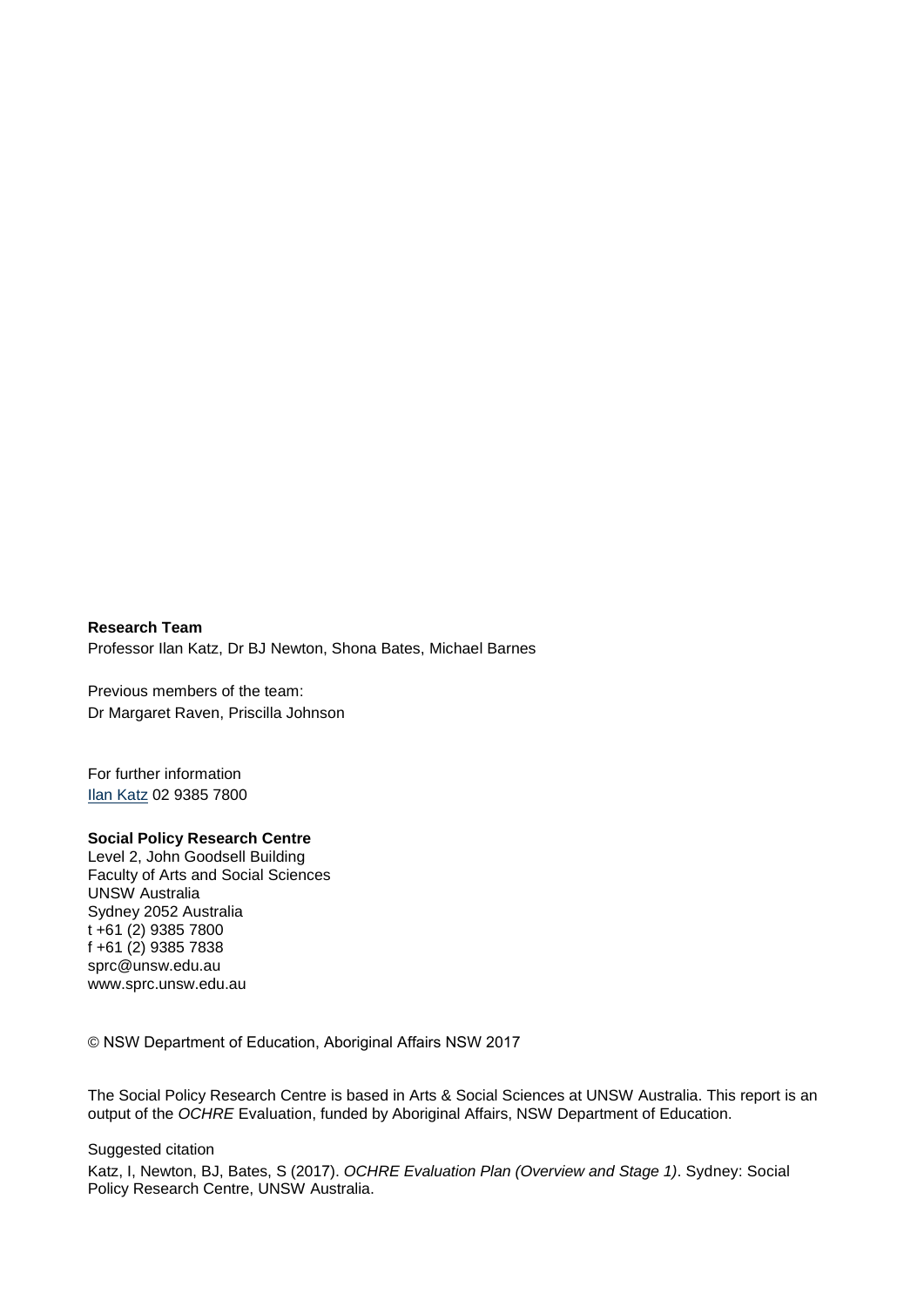**Research Team**

Professor Ilan Katz, Dr BJ Newton, Shona Bates, Michael Barnes

Previous members of the team:

Dr Margaret Raven, Priscilla Johnson

For further information

Ilan Katz 02 9385 7800

**Social Policy Research Centre**

Level 2, John Goodsell Building
Faculty of Arts and Social Sciences
UNSW Australia
Sydney 2052 Australia
t +61 (2) 9385 7800
f +61 (2) 9385 7838
sprc@unsw.edu.au
www.sprc.unsw.edu.au

© NSW Department of Education, Aboriginal Affairs NSW 2017

The Social Policy Research Centre is based in Arts & Social Sciences at UNSW Australia. This report is an output of the *OCHRE* Evaluation, funded by Aboriginal Affairs, NSW Department of Education.

Suggested citation

Katz, I, Newton, BJ, Bates, S (2017). *OCHRE Evaluation Plan (Overview and Stage 1)*. Sydney: Social Policy Research Centre, UNSW Australia.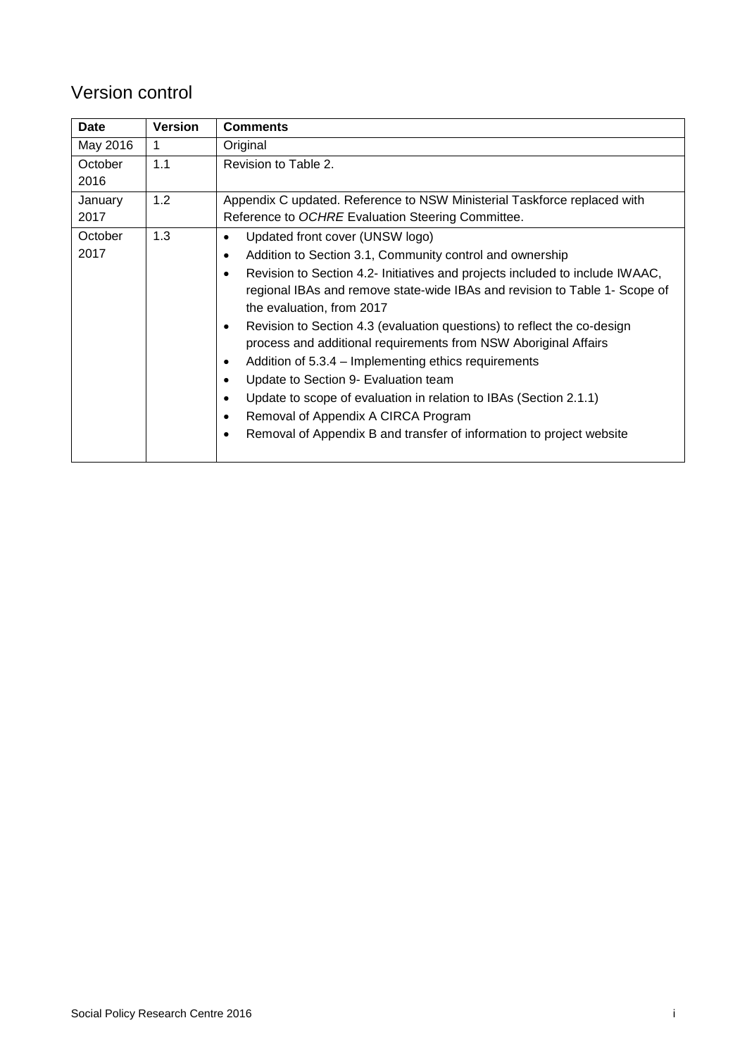## Version control

| Date | Version | Comments |
|---|---|---|
| May 2016 | 1 | Original |
| October 2016 | 1.1 | Revision to Table 2. |
| January 2017 | 1.2 | Appendix C updated. Reference to NSW Ministerial Taskforce replaced with Reference to *OCHRE* Evaluation Steering Committee. |
| October 2017 | 1.3 | • Updated front cover (UNSW logo)<br>• Addition to Section 3.1, Community control and ownership<br>• Revision to Section 4.2- Initiatives and projects included to include IWAAC, regional IBAs and remove state-wide IBAs and revision to Table 1- Scope of the evaluation, from 2017<br>• Revision to Section 4.3 (evaluation questions) to reflect the co-design process and additional requirements from NSW Aboriginal Affairs<br>• Addition of 5.3.4 – Implementing ethics requirements<br>• Update to Section 9- Evaluation team<br>• Update to scope of evaluation in relation to IBAs (Section 2.1.1)<br>• Removal of Appendix A CIRCA Program<br>• Removal of Appendix B and transfer of information to project website |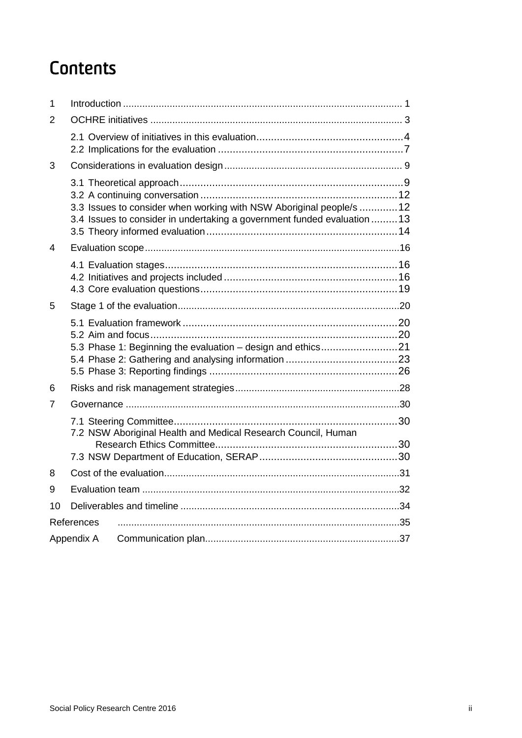# Contents

1 Introduction ..................................................................................................... 1

2 OCHRE initiatives ........................................................................................... 3

- 2.1 Overview of initiatives in this evaluation ................................................. 4
- 2.2 Implications for the evaluation .............................................................. 7

3 Considerations in evaluation design ................................................................ 9

- 3.1 Theoretical approach ............................................................................ 9
- 3.2 A continuing conversation ................................................................... 12
- 3.3 Issues to consider when working with NSW Aboriginal people/s ............. 12
- 3.4 Issues to consider in undertaking a government funded evaluation ......... 13
- 3.5 Theory informed evaluation ................................................................. 14

4 Evaluation scope ............................................................................................ 16

- 4.1 Evaluation stages ................................................................................ 16
- 4.2 Initiatives and projects included ........................................................... 16
- 4.3 Core evaluation questions ................................................................... 19

5 Stage 1 of the evaluation ................................................................................ 20

- 5.1 Evaluation framework ......................................................................... 20
- 5.2 Aim and focus ..................................................................................... 20
- 5.3 Phase 1: Beginning the evaluation – design and ethics .......................... 21
- 5.4 Phase 2: Gathering and analysing information ...................................... 23
- 5.5 Phase 3: Reporting findings ................................................................ 26

6 Risks and risk management strategies ............................................................ 28

7 Governance ................................................................................................... 30

- 7.1 Steering Committee ............................................................................ 30
- 7.2 NSW Aboriginal Health and Medical Research Council, Human Research Ethics Committee .............................................................. 30
- 7.3 NSW Department of Education, SERAP ................................................ 30

8 Cost of the evaluation ..................................................................................... 31

9 Evaluation team ............................................................................................. 32

10 Deliverables and timeline ............................................................................... 34

References ...................................................................................................... 35

Appendix A Communication plan ...................................................................... 37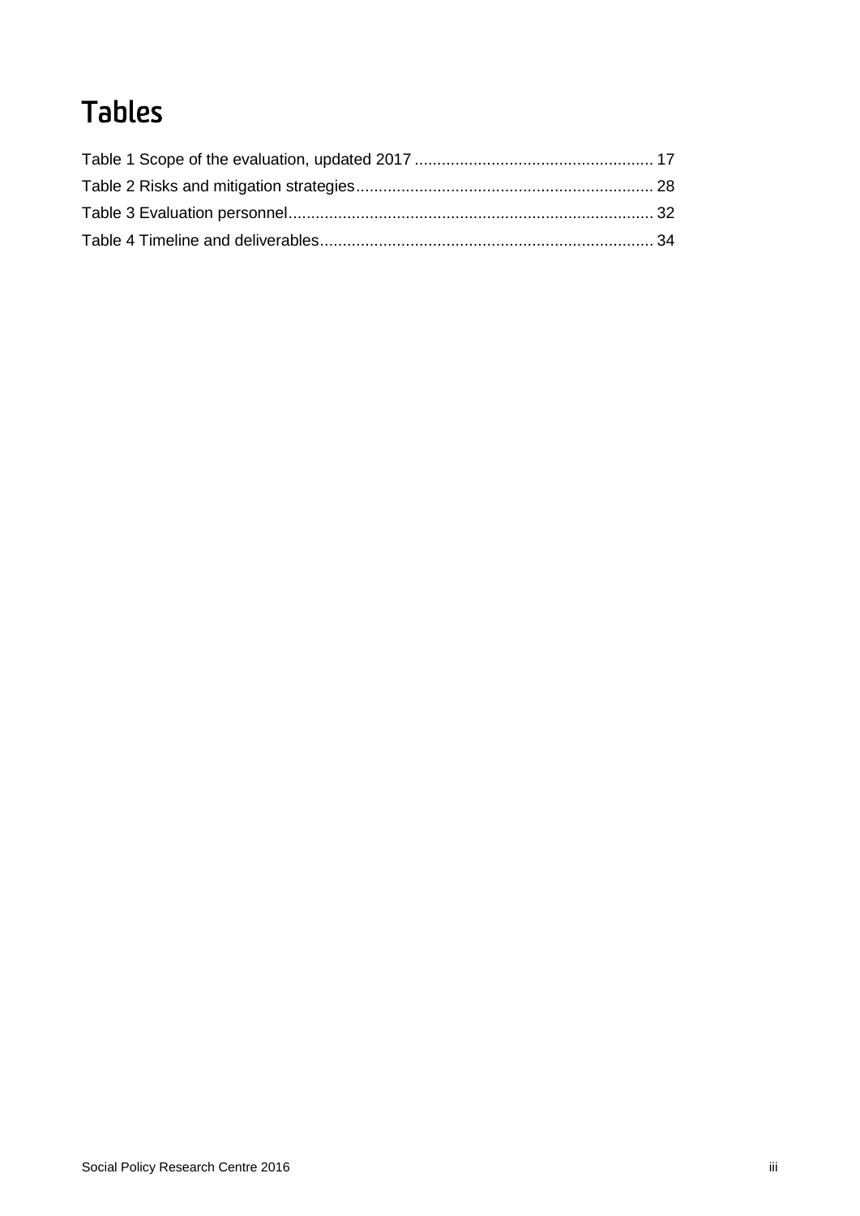# Tables

Table 1 Scope of the evaluation, updated 2017 ..................................................... 17
Table 2 Risks and mitigation strategies .................................................................. 28
Table 3 Evaluation personnel ................................................................................. 32
Table 4 Timeline and deliverables .......................................................................... 34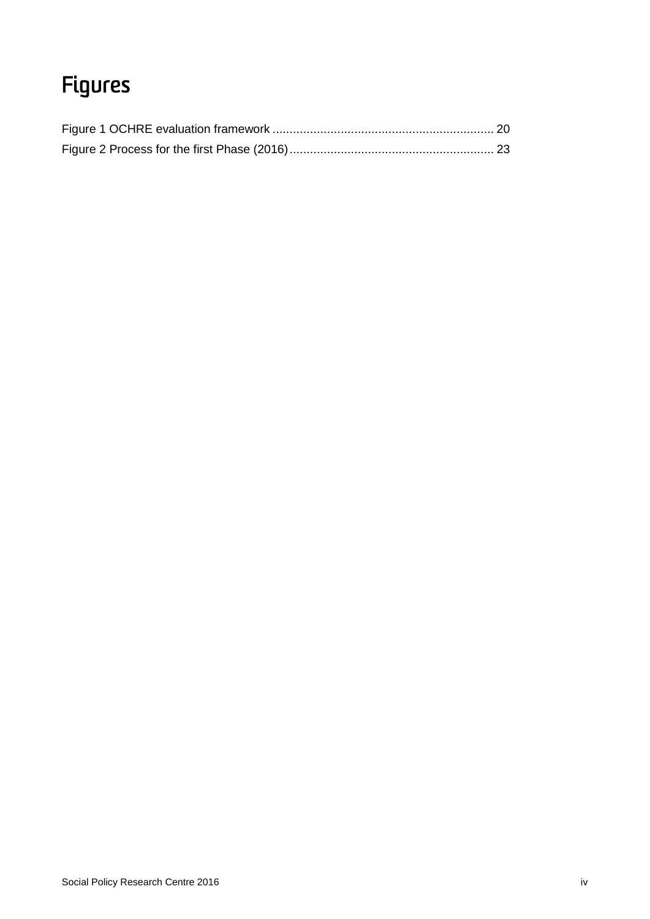# Figures

Figure 1 OCHRE evaluation framework ................................................................ 20
Figure 2 Process for the first Phase (2016) ........................................................... 23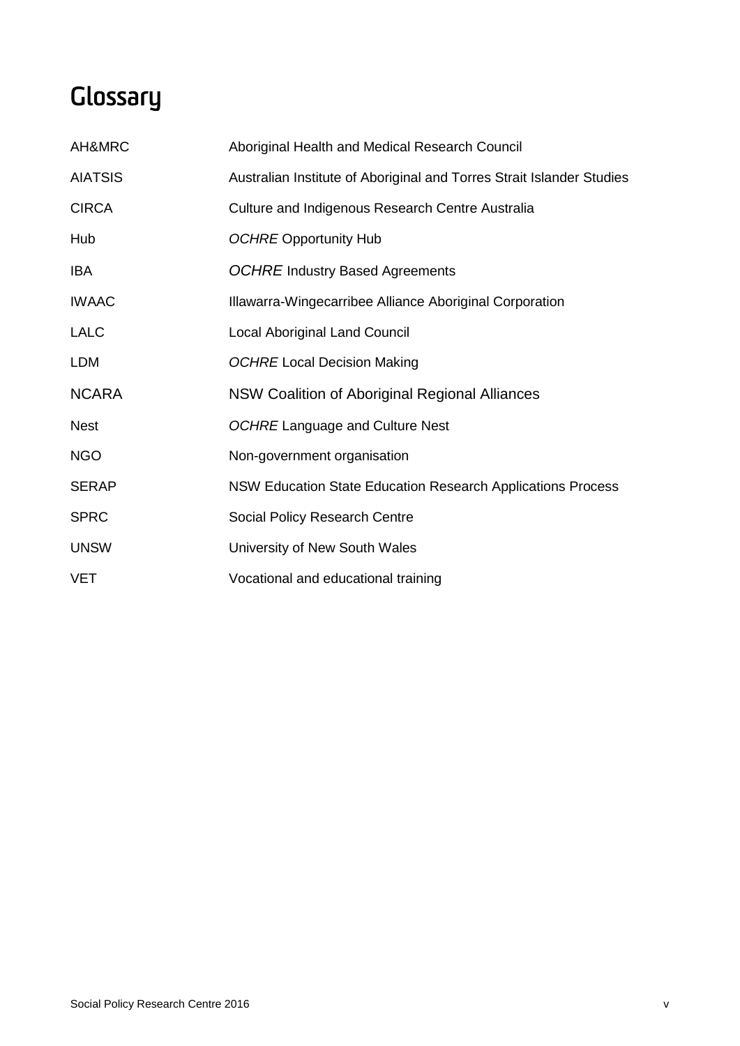# Glossary

| | |
|---|---|
| AH&MRC | Aboriginal Health and Medical Research Council |
| AIATSIS | Australian Institute of Aboriginal and Torres Strait Islander Studies |
| CIRCA | Culture and Indigenous Research Centre Australia |
| Hub | *OCHRE* Opportunity Hub |
| IBA | *OCHRE* Industry Based Agreements |
| IWAAC | Illawarra-Wingecarribee Alliance Aboriginal Corporation |
| LALC | Local Aboriginal Land Council |
| LDM | *OCHRE* Local Decision Making |
| NCARA | NSW Coalition of Aboriginal Regional Alliances |
| Nest | *OCHRE* Language and Culture Nest |
| NGO | Non-government organisation |
| SERAP | NSW Education State Education Research Applications Process |
| SPRC | Social Policy Research Centre |
| UNSW | University of New South Wales |
| VET | Vocational and educational training |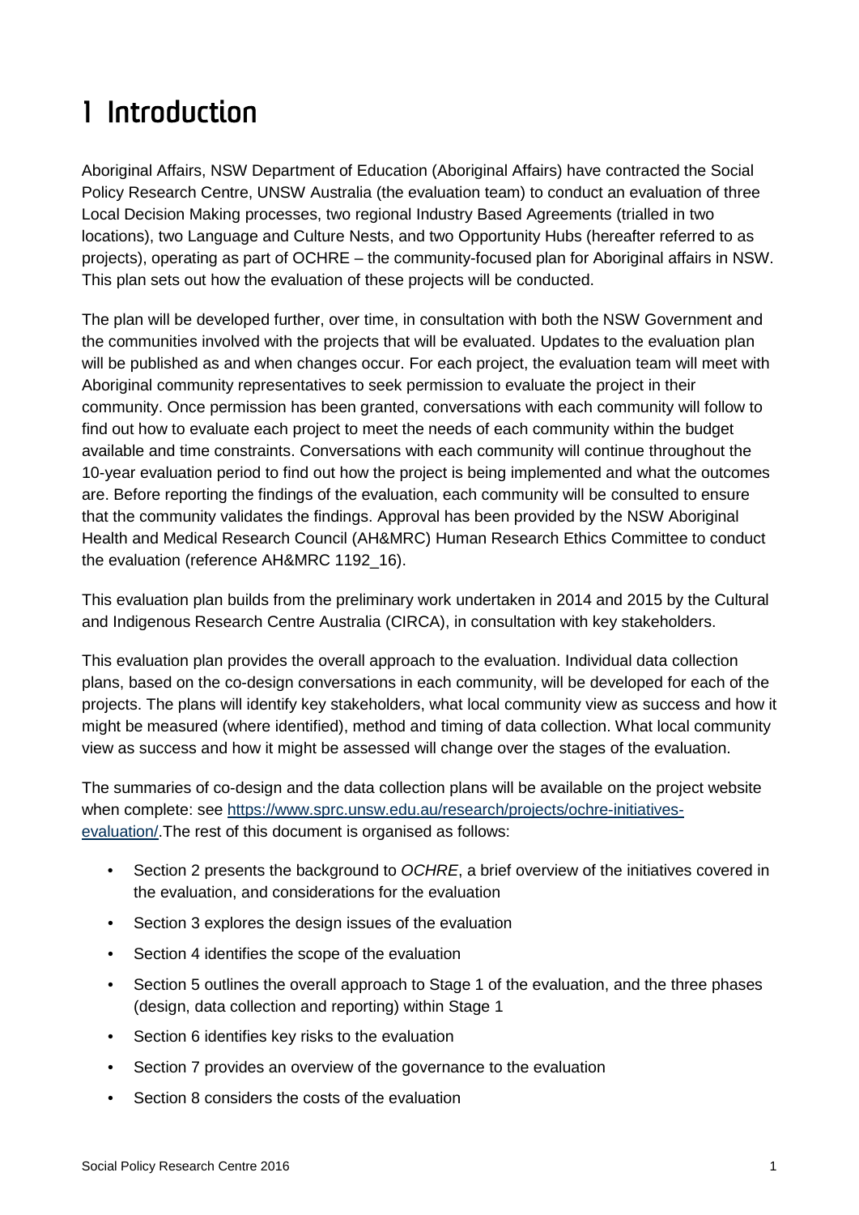# 1 Introduction

Aboriginal Affairs, NSW Department of Education (Aboriginal Affairs) have contracted the Social Policy Research Centre, UNSW Australia (the evaluation team) to conduct an evaluation of three Local Decision Making processes, two regional Industry Based Agreements (trialled in two locations), two Language and Culture Nests, and two Opportunity Hubs (hereafter referred to as projects), operating as part of OCHRE – the community-focused plan for Aboriginal affairs in NSW. This plan sets out how the evaluation of these projects will be conducted.

The plan will be developed further, over time, in consultation with both the NSW Government and the communities involved with the projects that will be evaluated. Updates to the evaluation plan will be published as and when changes occur. For each project, the evaluation team will meet with Aboriginal community representatives to seek permission to evaluate the project in their community. Once permission has been granted, conversations with each community will follow to find out how to evaluate each project to meet the needs of each community within the budget available and time constraints. Conversations with each community will continue throughout the 10-year evaluation period to find out how the project is being implemented and what the outcomes are. Before reporting the findings of the evaluation, each community will be consulted to ensure that the community validates the findings. Approval has been provided by the NSW Aboriginal Health and Medical Research Council (AH&MRC) Human Research Ethics Committee to conduct the evaluation (reference AH&MRC 1192_16).

This evaluation plan builds from the preliminary work undertaken in 2014 and 2015 by the Cultural and Indigenous Research Centre Australia (CIRCA), in consultation with key stakeholders.

This evaluation plan provides the overall approach to the evaluation. Individual data collection plans, based on the co-design conversations in each community, will be developed for each of the projects. The plans will identify key stakeholders, what local community view as success and how it might be measured (where identified), method and timing of data collection. What local community view as success and how it might be assessed will change over the stages of the evaluation.

The summaries of co-design and the data collection plans will be available on the project website when complete: see https://www.sprc.unsw.edu.au/research/projects/ochre-initiatives-evaluation/.The rest of this document is organised as follows:

- Section 2 presents the background to *OCHRE*, a brief overview of the initiatives covered in the evaluation, and considerations for the evaluation
- Section 3 explores the design issues of the evaluation
- Section 4 identifies the scope of the evaluation
- Section 5 outlines the overall approach to Stage 1 of the evaluation, and the three phases (design, data collection and reporting) within Stage 1
- Section 6 identifies key risks to the evaluation
- Section 7 provides an overview of the governance to the evaluation
- Section 8 considers the costs of the evaluation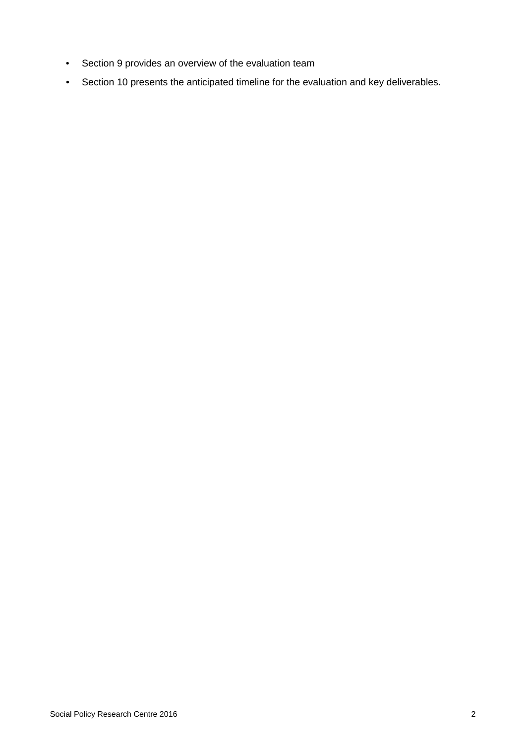- Section 9 provides an overview of the evaluation team
- Section 10 presents the anticipated timeline for the evaluation and key deliverables.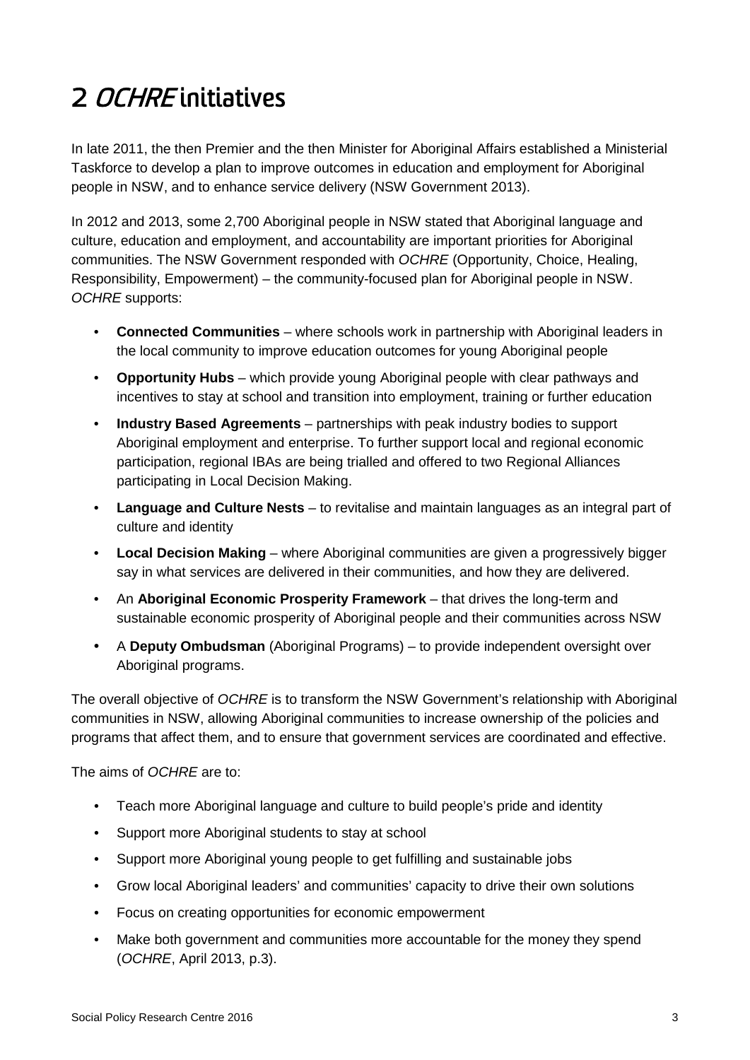# 2 *OCHRE* initiatives

In late 2011, the then Premier and the then Minister for Aboriginal Affairs established a Ministerial Taskforce to develop a plan to improve outcomes in education and employment for Aboriginal people in NSW, and to enhance service delivery (NSW Government 2013).

In 2012 and 2013, some 2,700 Aboriginal people in NSW stated that Aboriginal language and culture, education and employment, and accountability are important priorities for Aboriginal communities. The NSW Government responded with *OCHRE* (Opportunity, Choice, Healing, Responsibility, Empowerment) – the community-focused plan for Aboriginal people in NSW. *OCHRE* supports:

- **Connected Communities** – where schools work in partnership with Aboriginal leaders in the local community to improve education outcomes for young Aboriginal people
- **Opportunity Hubs** – which provide young Aboriginal people with clear pathways and incentives to stay at school and transition into employment, training or further education
- **Industry Based Agreements** – partnerships with peak industry bodies to support Aboriginal employment and enterprise. To further support local and regional economic participation, regional IBAs are being trialled and offered to two Regional Alliances participating in Local Decision Making.
- **Language and Culture Nests** – to revitalise and maintain languages as an integral part of culture and identity
- **Local Decision Making** – where Aboriginal communities are given a progressively bigger say in what services are delivered in their communities, and how they are delivered.
- An **Aboriginal Economic Prosperity Framework** – that drives the long-term and sustainable economic prosperity of Aboriginal people and their communities across NSW
- A **Deputy Ombudsman** (Aboriginal Programs) – to provide independent oversight over Aboriginal programs.

The overall objective of *OCHRE* is to transform the NSW Government's relationship with Aboriginal communities in NSW, allowing Aboriginal communities to increase ownership of the policies and programs that affect them, and to ensure that government services are coordinated and effective.

The aims of *OCHRE* are to:

- Teach more Aboriginal language and culture to build people's pride and identity
- Support more Aboriginal students to stay at school
- Support more Aboriginal young people to get fulfilling and sustainable jobs
- Grow local Aboriginal leaders' and communities' capacity to drive their own solutions
- Focus on creating opportunities for economic empowerment
- Make both government and communities more accountable for the money they spend (*OCHRE*, April 2013, p.3).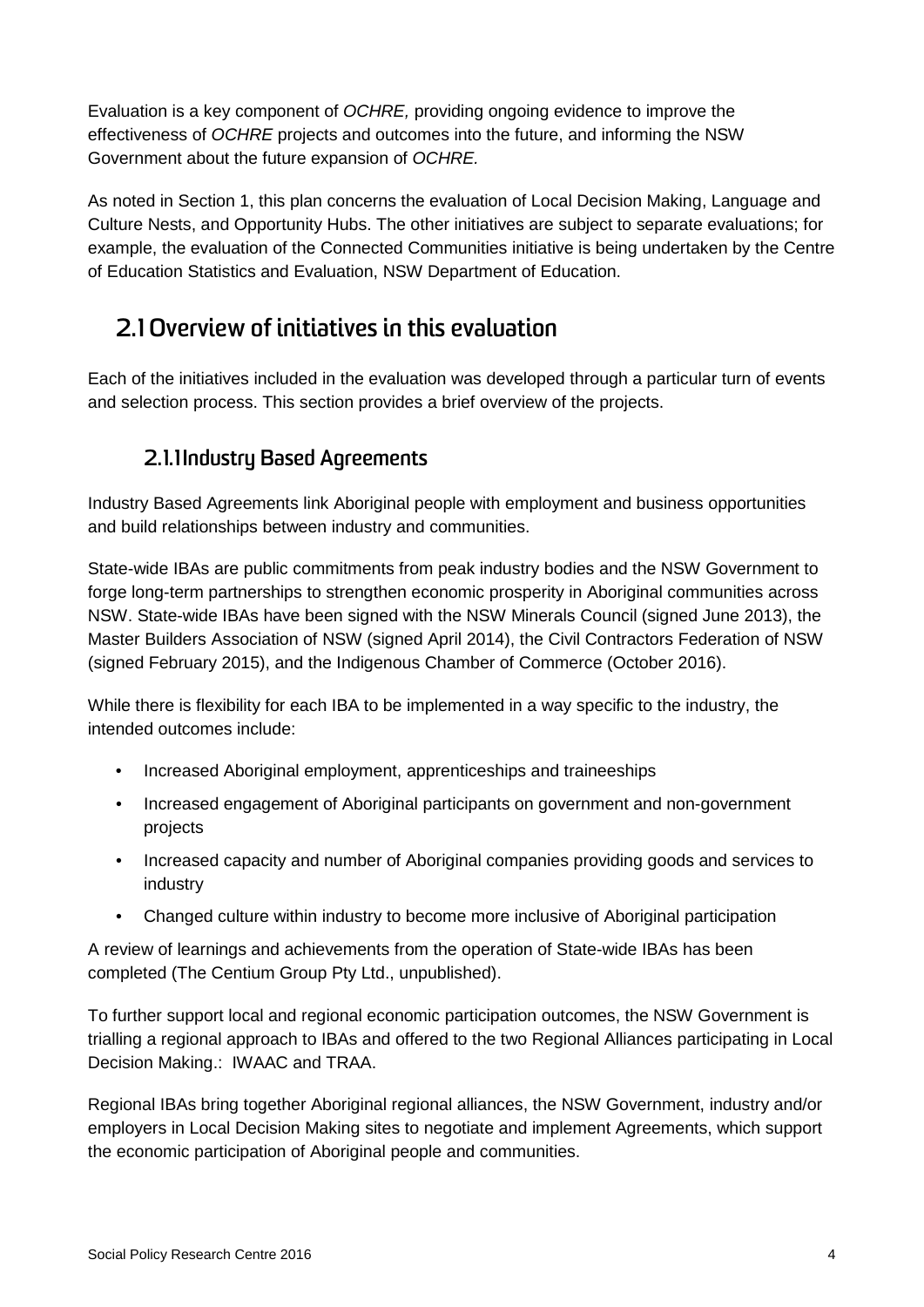Evaluation is a key component of *OCHRE,* providing ongoing evidence to improve the effectiveness of *OCHRE* projects and outcomes into the future, and informing the NSW Government about the future expansion of *OCHRE.*

As noted in Section 1, this plan concerns the evaluation of Local Decision Making, Language and Culture Nests, and Opportunity Hubs. The other initiatives are subject to separate evaluations; for example, the evaluation of the Connected Communities initiative is being undertaken by the Centre of Education Statistics and Evaluation, NSW Department of Education.

## 2.1 Overview of initiatives in this evaluation

Each of the initiatives included in the evaluation was developed through a particular turn of events and selection process. This section provides a brief overview of the projects.

### 2.1.1 Industry Based Agreements

Industry Based Agreements link Aboriginal people with employment and business opportunities and build relationships between industry and communities.

State-wide IBAs are public commitments from peak industry bodies and the NSW Government to forge long-term partnerships to strengthen economic prosperity in Aboriginal communities across NSW. State-wide IBAs have been signed with the NSW Minerals Council (signed June 2013), the Master Builders Association of NSW (signed April 2014), the Civil Contractors Federation of NSW (signed February 2015), and the Indigenous Chamber of Commerce (October 2016).

While there is flexibility for each IBA to be implemented in a way specific to the industry, the intended outcomes include:

- Increased Aboriginal employment, apprenticeships and traineeships
- Increased engagement of Aboriginal participants on government and non-government projects
- Increased capacity and number of Aboriginal companies providing goods and services to industry
- Changed culture within industry to become more inclusive of Aboriginal participation

A review of learnings and achievements from the operation of State-wide IBAs has been completed (The Centium Group Pty Ltd., unpublished).

To further support local and regional economic participation outcomes, the NSW Government is trialling a regional approach to IBAs and offered to the two Regional Alliances participating in Local Decision Making.: IWAAC and TRAA.

Regional IBAs bring together Aboriginal regional alliances, the NSW Government, industry and/or employers in Local Decision Making sites to negotiate and implement Agreements, which support the economic participation of Aboriginal people and communities.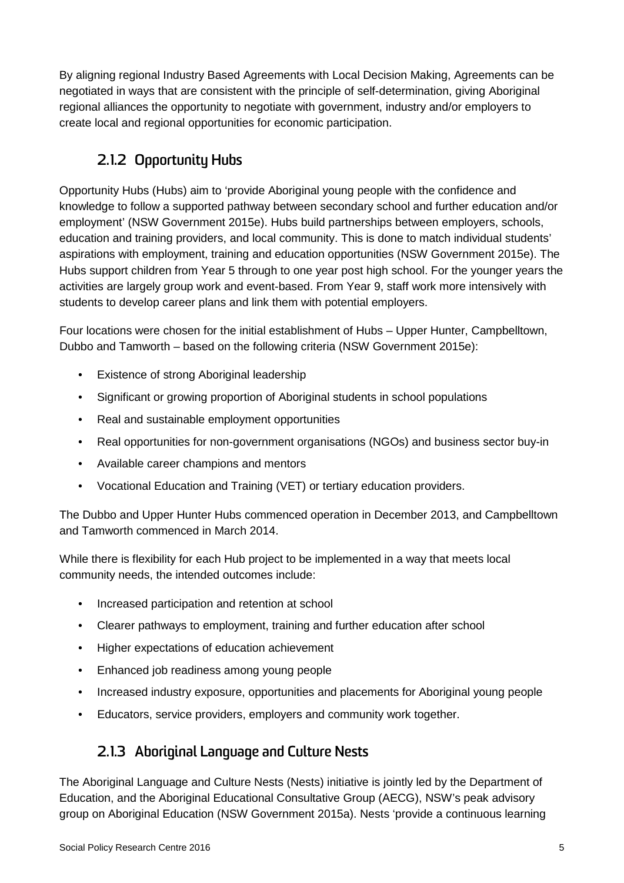By aligning regional Industry Based Agreements with Local Decision Making, Agreements can be negotiated in ways that are consistent with the principle of self-determination, giving Aboriginal regional alliances the opportunity to negotiate with government, industry and/or employers to create local and regional opportunities for economic participation.

### 2.1.2 Opportunity Hubs

Opportunity Hubs (Hubs) aim to 'provide Aboriginal young people with the confidence and knowledge to follow a supported pathway between secondary school and further education and/or employment' (NSW Government 2015e). Hubs build partnerships between employers, schools, education and training providers, and local community. This is done to match individual students' aspirations with employment, training and education opportunities (NSW Government 2015e). The Hubs support children from Year 5 through to one year post high school. For the younger years the activities are largely group work and event-based. From Year 9, staff work more intensively with students to develop career plans and link them with potential employers.

Four locations were chosen for the initial establishment of Hubs – Upper Hunter, Campbelltown, Dubbo and Tamworth – based on the following criteria (NSW Government 2015e):

- Existence of strong Aboriginal leadership
- Significant or growing proportion of Aboriginal students in school populations
- Real and sustainable employment opportunities
- Real opportunities for non-government organisations (NGOs) and business sector buy-in
- Available career champions and mentors
- Vocational Education and Training (VET) or tertiary education providers.

The Dubbo and Upper Hunter Hubs commenced operation in December 2013, and Campbelltown and Tamworth commenced in March 2014.

While there is flexibility for each Hub project to be implemented in a way that meets local community needs, the intended outcomes include:

- Increased participation and retention at school
- Clearer pathways to employment, training and further education after school
- Higher expectations of education achievement
- Enhanced job readiness among young people
- Increased industry exposure, opportunities and placements for Aboriginal young people
- Educators, service providers, employers and community work together.

### 2.1.3 Aboriginal Language and Culture Nests

The Aboriginal Language and Culture Nests (Nests) initiative is jointly led by the Department of Education, and the Aboriginal Educational Consultative Group (AECG), NSW's peak advisory group on Aboriginal Education (NSW Government 2015a). Nests 'provide a continuous learning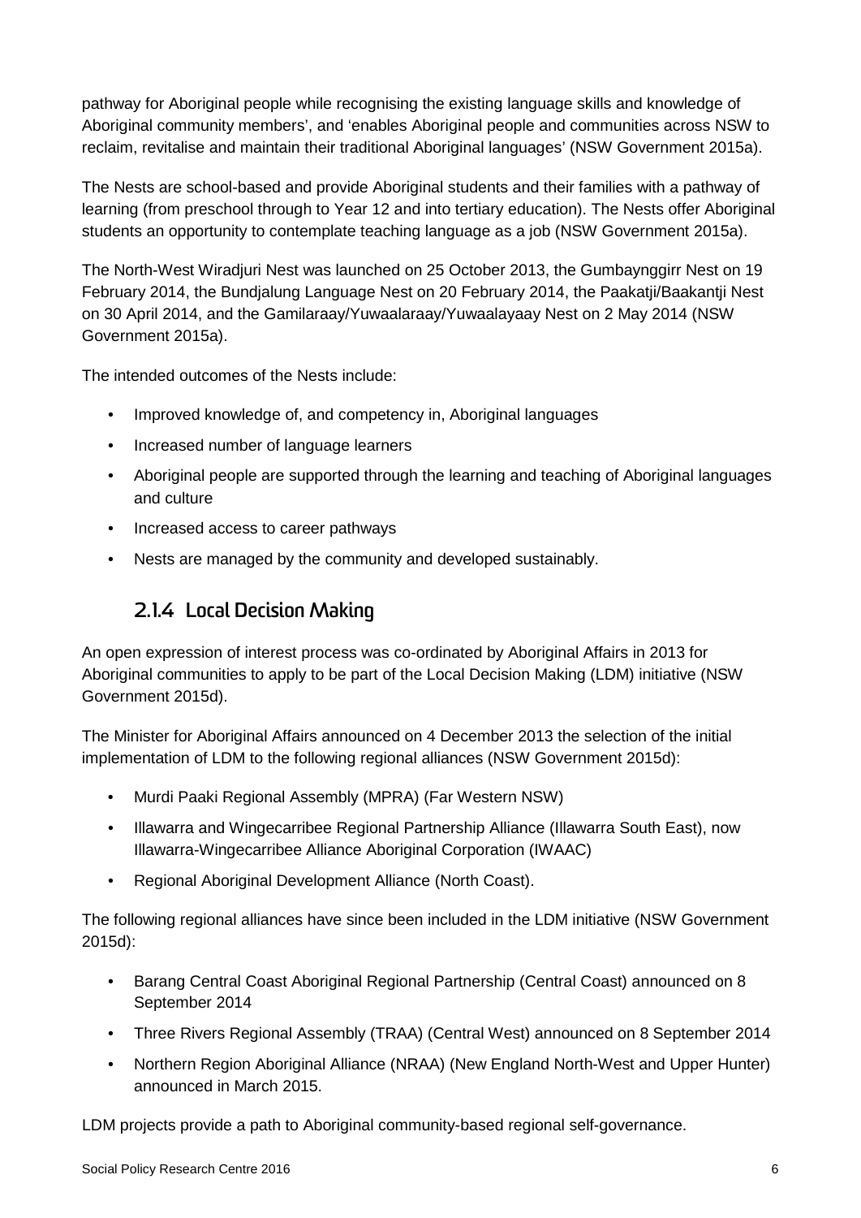pathway for Aboriginal people while recognising the existing language skills and knowledge of Aboriginal community members', and 'enables Aboriginal people and communities across NSW to reclaim, revitalise and maintain their traditional Aboriginal languages' (NSW Government 2015a).

The Nests are school-based and provide Aboriginal students and their families with a pathway of learning (from preschool through to Year 12 and into tertiary education). The Nests offer Aboriginal students an opportunity to contemplate teaching language as a job (NSW Government 2015a).

The North-West Wiradjuri Nest was launched on 25 October 2013, the Gumbaynggirr Nest on 19 February 2014, the Bundjalung Language Nest on 20 February 2014, the Paakatji/Baakantji Nest on 30 April 2014, and the Gamilaraay/Yuwaalaraay/Yuwaalayaay Nest on 2 May 2014 (NSW Government 2015a).

The intended outcomes of the Nests include:

- Improved knowledge of, and competency in, Aboriginal languages
- Increased number of language learners
- Aboriginal people are supported through the learning and teaching of Aboriginal languages and culture
- Increased access to career pathways
- Nests are managed by the community and developed sustainably.

### 2.1.4 Local Decision Making

An open expression of interest process was co-ordinated by Aboriginal Affairs in 2013 for Aboriginal communities to apply to be part of the Local Decision Making (LDM) initiative (NSW Government 2015d).

The Minister for Aboriginal Affairs announced on 4 December 2013 the selection of the initial implementation of LDM to the following regional alliances (NSW Government 2015d):

- Murdi Paaki Regional Assembly (MPRA) (Far Western NSW)
- Illawarra and Wingecarribee Regional Partnership Alliance (Illawarra South East), now Illawarra-Wingecarribee Alliance Aboriginal Corporation (IWAAC)
- Regional Aboriginal Development Alliance (North Coast).

The following regional alliances have since been included in the LDM initiative (NSW Government 2015d):

- Barang Central Coast Aboriginal Regional Partnership (Central Coast) announced on 8 September 2014
- Three Rivers Regional Assembly (TRAA) (Central West) announced on 8 September 2014
- Northern Region Aboriginal Alliance (NRAA) (New England North-West and Upper Hunter) announced in March 2015.

LDM projects provide a path to Aboriginal community-based regional self-governance.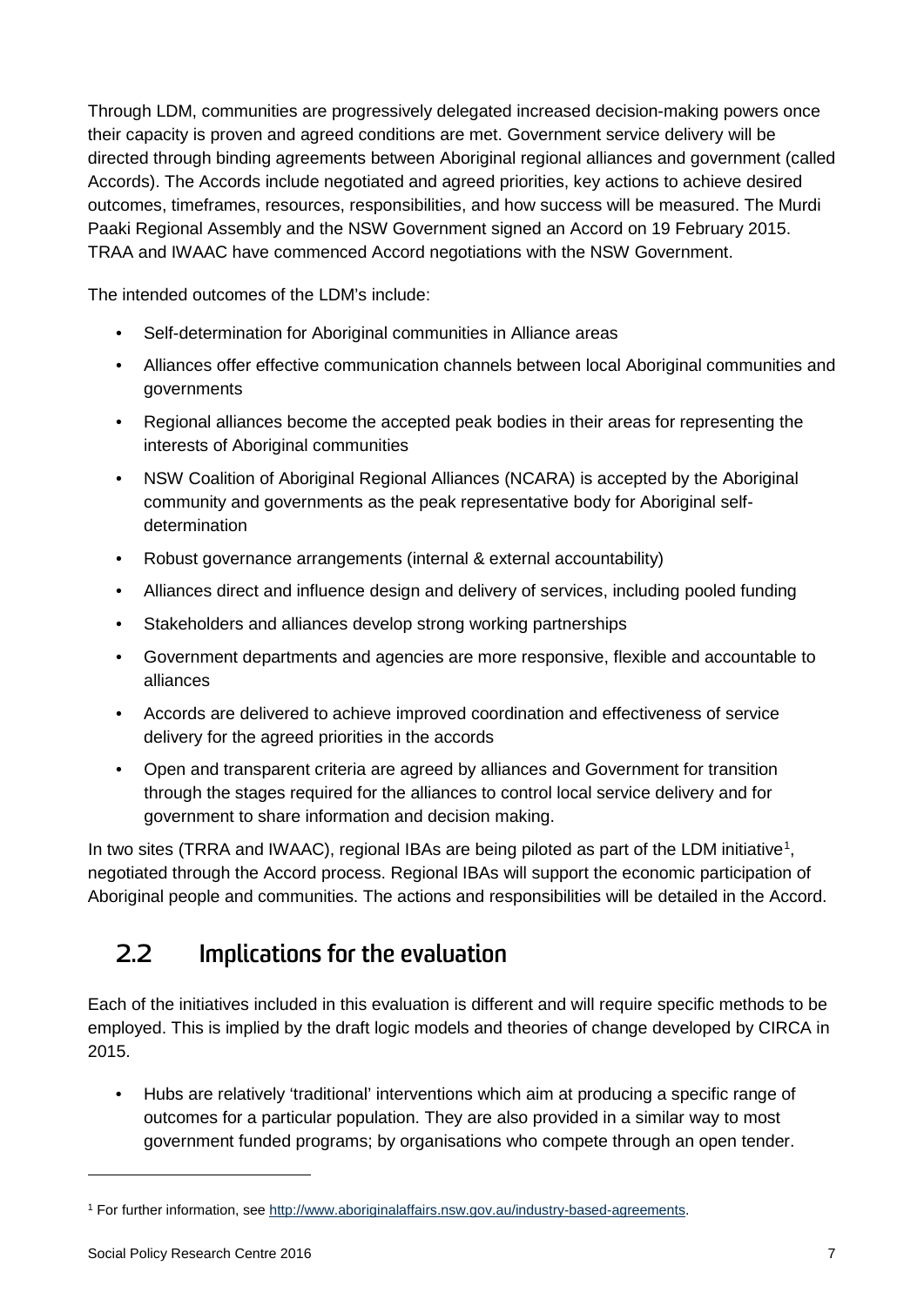Through LDM, communities are progressively delegated increased decision-making powers once their capacity is proven and agreed conditions are met. Government service delivery will be directed through binding agreements between Aboriginal regional alliances and government (called Accords). The Accords include negotiated and agreed priorities, key actions to achieve desired outcomes, timeframes, resources, responsibilities, and how success will be measured. The Murdi Paaki Regional Assembly and the NSW Government signed an Accord on 19 February 2015. TRAA and IWAAC have commenced Accord negotiations with the NSW Government.

The intended outcomes of the LDM's include:

- Self-determination for Aboriginal communities in Alliance areas
- Alliances offer effective communication channels between local Aboriginal communities and governments
- Regional alliances become the accepted peak bodies in their areas for representing the interests of Aboriginal communities
- NSW Coalition of Aboriginal Regional Alliances (NCARA) is accepted by the Aboriginal community and governments as the peak representative body for Aboriginal self-determination
- Robust governance arrangements (internal & external accountability)
- Alliances direct and influence design and delivery of services, including pooled funding
- Stakeholders and alliances develop strong working partnerships
- Government departments and agencies are more responsive, flexible and accountable to alliances
- Accords are delivered to achieve improved coordination and effectiveness of service delivery for the agreed priorities in the accords
- Open and transparent criteria are agreed by alliances and Government for transition through the stages required for the alliances to control local service delivery and for government to share information and decision making.

In two sites (TRRA and IWAAC), regional IBAs are being piloted as part of the LDM initiative[1], negotiated through the Accord process. Regional IBAs will support the economic participation of Aboriginal people and communities. The actions and responsibilities will be detailed in the Accord.

## 2.2 Implications for the evaluation

Each of the initiatives included in this evaluation is different and will require specific methods to be employed. This is implied by the draft logic models and theories of change developed by CIRCA in 2015.

- Hubs are relatively 'traditional' interventions which aim at producing a specific range of outcomes for a particular population. They are also provided in a similar way to most government funded programs; by organisations who compete through an open tender.

[1] For further information, see http://www.aboriginalaffairs.nsw.gov.au/industry-based-agreements.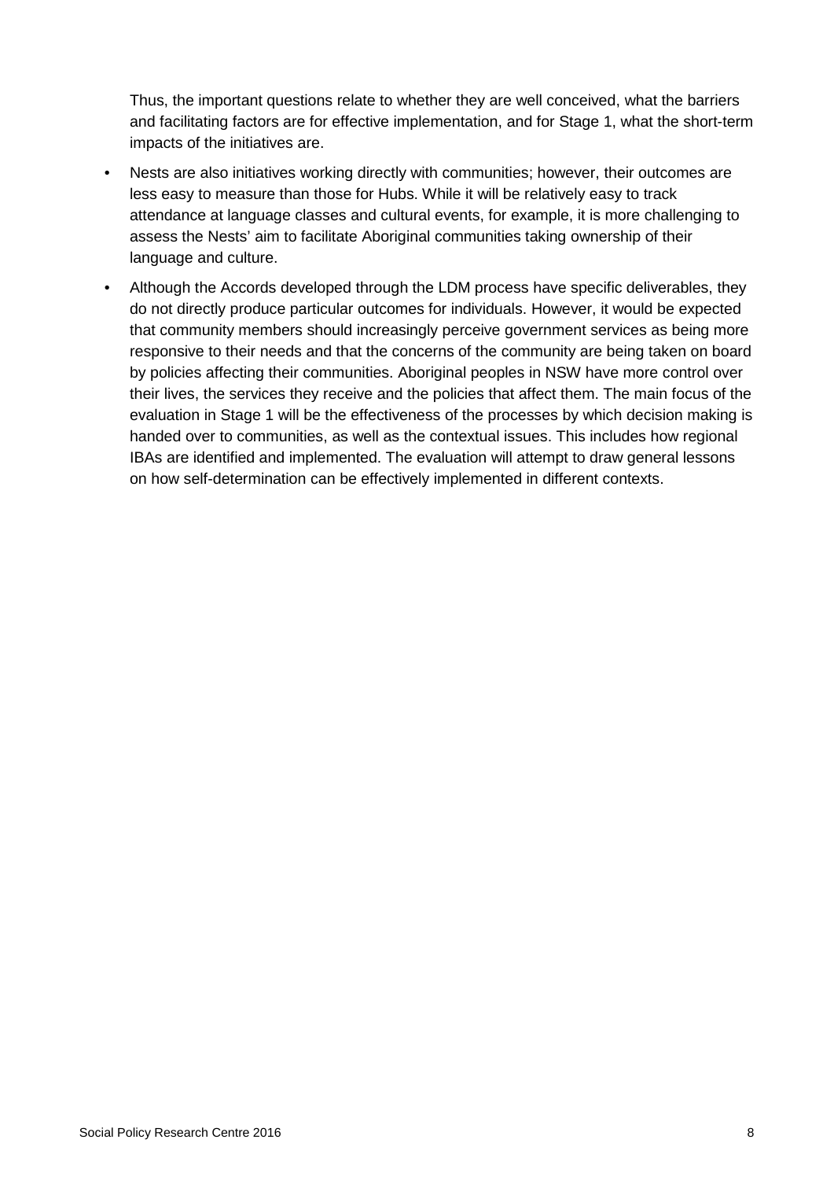Thus, the important questions relate to whether they are well conceived, what the barriers and facilitating factors are for effective implementation, and for Stage 1, what the short-term impacts of the initiatives are.

- Nests are also initiatives working directly with communities; however, their outcomes are less easy to measure than those for Hubs. While it will be relatively easy to track attendance at language classes and cultural events, for example, it is more challenging to assess the Nests' aim to facilitate Aboriginal communities taking ownership of their language and culture.
- Although the Accords developed through the LDM process have specific deliverables, they do not directly produce particular outcomes for individuals. However, it would be expected that community members should increasingly perceive government services as being more responsive to their needs and that the concerns of the community are being taken on board by policies affecting their communities. Aboriginal peoples in NSW have more control over their lives, the services they receive and the policies that affect them. The main focus of the evaluation in Stage 1 will be the effectiveness of the processes by which decision making is handed over to communities, as well as the contextual issues. This includes how regional IBAs are identified and implemented. The evaluation will attempt to draw general lessons on how self-determination can be effectively implemented in different contexts.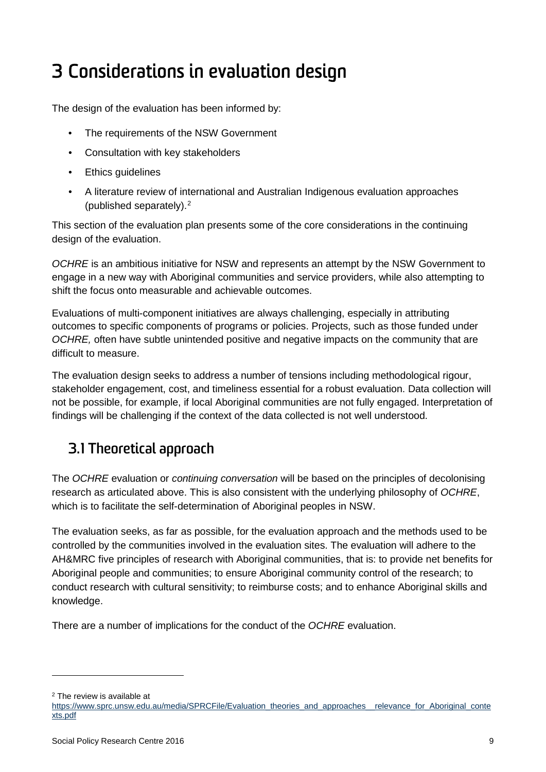# 3 Considerations in evaluation design

The design of the evaluation has been informed by:

- The requirements of the NSW Government
- Consultation with key stakeholders
- Ethics guidelines
- A literature review of international and Australian Indigenous evaluation approaches (published separately).[2]

This section of the evaluation plan presents some of the core considerations in the continuing design of the evaluation.

*OCHRE* is an ambitious initiative for NSW and represents an attempt by the NSW Government to engage in a new way with Aboriginal communities and service providers, while also attempting to shift the focus onto measurable and achievable outcomes.

Evaluations of multi-component initiatives are always challenging, especially in attributing outcomes to specific components of programs or policies. Projects, such as those funded under *OCHRE,* often have subtle unintended positive and negative impacts on the community that are difficult to measure.

The evaluation design seeks to address a number of tensions including methodological rigour, stakeholder engagement, cost, and timeliness essential for a robust evaluation. Data collection will not be possible, for example, if local Aboriginal communities are not fully engaged. Interpretation of findings will be challenging if the context of the data collected is not well understood.

## 3.1 Theoretical approach

The *OCHRE* evaluation or *continuing conversation* will be based on the principles of decolonising research as articulated above. This is also consistent with the underlying philosophy of *OCHRE*, which is to facilitate the self-determination of Aboriginal peoples in NSW.

The evaluation seeks, as far as possible, for the evaluation approach and the methods used to be controlled by the communities involved in the evaluation sites. The evaluation will adhere to the AH&MRC five principles of research with Aboriginal communities, that is: to provide net benefits for Aboriginal people and communities; to ensure Aboriginal community control of the research; to conduct research with cultural sensitivity; to reimburse costs; and to enhance Aboriginal skills and knowledge.

There are a number of implications for the conduct of the *OCHRE* evaluation.

---

[2] The review is available at https://www.sprc.unsw.edu.au/media/SPRCFile/Evaluation_theories_and_approaches__relevance_for_Aboriginal_contexts.pdf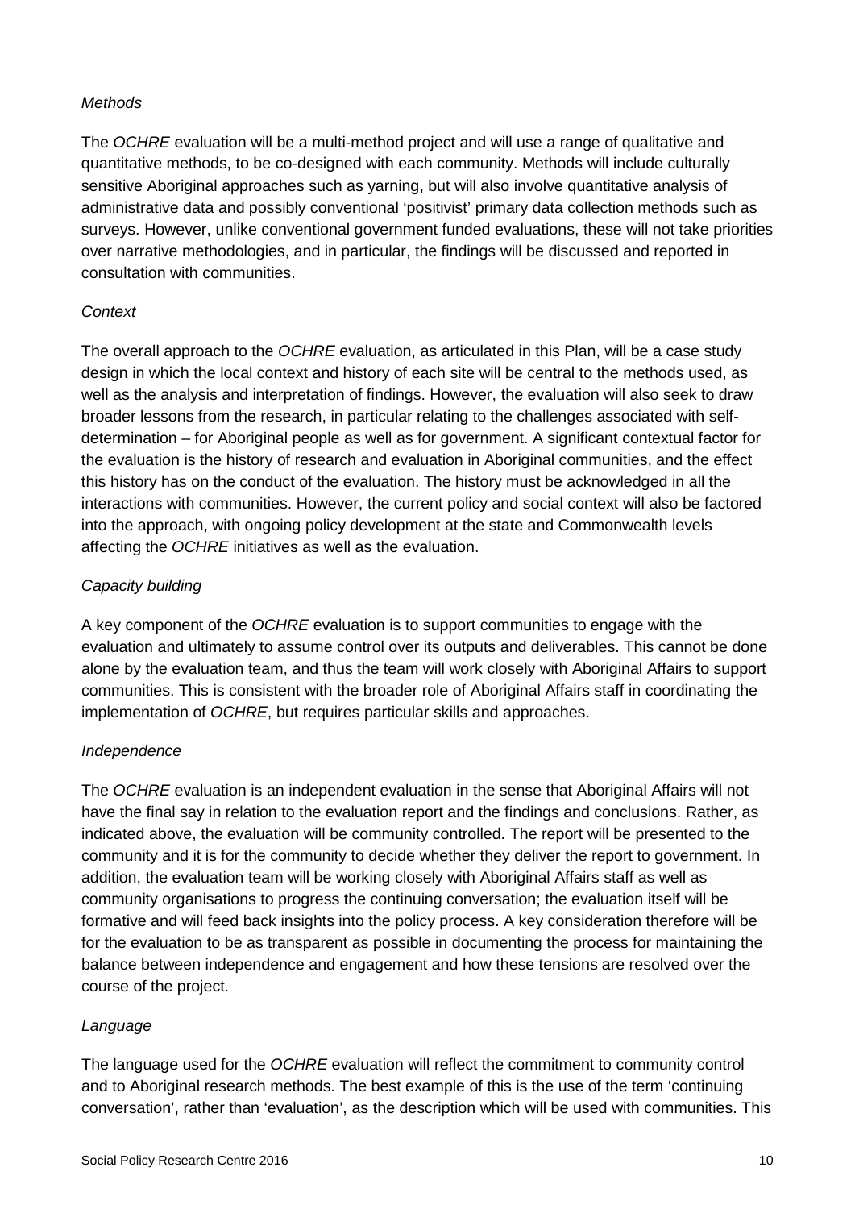*Methods*

The *OCHRE* evaluation will be a multi-method project and will use a range of qualitative and quantitative methods, to be co-designed with each community. Methods will include culturally sensitive Aboriginal approaches such as yarning, but will also involve quantitative analysis of administrative data and possibly conventional 'positivist' primary data collection methods such as surveys. However, unlike conventional government funded evaluations, these will not take priorities over narrative methodologies, and in particular, the findings will be discussed and reported in consultation with communities.

*Context*

The overall approach to the *OCHRE* evaluation, as articulated in this Plan, will be a case study design in which the local context and history of each site will be central to the methods used, as well as the analysis and interpretation of findings. However, the evaluation will also seek to draw broader lessons from the research, in particular relating to the challenges associated with self-determination – for Aboriginal people as well as for government. A significant contextual factor for the evaluation is the history of research and evaluation in Aboriginal communities, and the effect this history has on the conduct of the evaluation. The history must be acknowledged in all the interactions with communities. However, the current policy and social context will also be factored into the approach, with ongoing policy development at the state and Commonwealth levels affecting the *OCHRE* initiatives as well as the evaluation.

*Capacity building*

A key component of the *OCHRE* evaluation is to support communities to engage with the evaluation and ultimately to assume control over its outputs and deliverables. This cannot be done alone by the evaluation team, and thus the team will work closely with Aboriginal Affairs to support communities. This is consistent with the broader role of Aboriginal Affairs staff in coordinating the implementation of *OCHRE*, but requires particular skills and approaches.

*Independence*

The *OCHRE* evaluation is an independent evaluation in the sense that Aboriginal Affairs will not have the final say in relation to the evaluation report and the findings and conclusions. Rather, as indicated above, the evaluation will be community controlled. The report will be presented to the community and it is for the community to decide whether they deliver the report to government. In addition, the evaluation team will be working closely with Aboriginal Affairs staff as well as community organisations to progress the continuing conversation; the evaluation itself will be formative and will feed back insights into the policy process. A key consideration therefore will be for the evaluation to be as transparent as possible in documenting the process for maintaining the balance between independence and engagement and how these tensions are resolved over the course of the project.

*Language*

The language used for the *OCHRE* evaluation will reflect the commitment to community control and to Aboriginal research methods. The best example of this is the use of the term 'continuing conversation', rather than 'evaluation', as the description which will be used with communities. This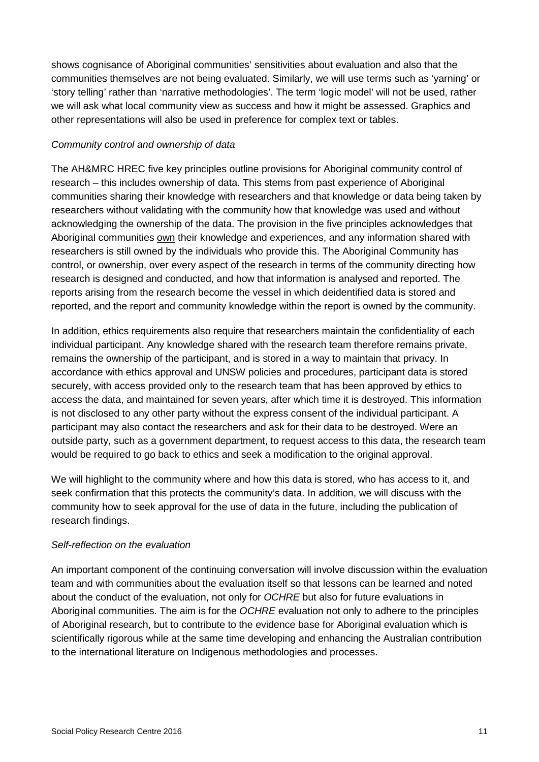shows cognisance of Aboriginal communities' sensitivities about evaluation and also that the communities themselves are not being evaluated. Similarly, we will use terms such as 'yarning' or 'story telling' rather than 'narrative methodologies'. The term 'logic model' will not be used, rather we will ask what local community view as success and how it might be assessed. Graphics and other representations will also be used in preference for complex text or tables.

*Community control and ownership of data*

The AH&MRC HREC five key principles outline provisions for Aboriginal community control of research – this includes ownership of data. This stems from past experience of Aboriginal communities sharing their knowledge with researchers and that knowledge or data being taken by researchers without validating with the community how that knowledge was used and without acknowledging the ownership of the data. The provision in the five principles acknowledges that Aboriginal communities <u>own</u> their knowledge and experiences, and any information shared with researchers is still owned by the individuals who provide this. The Aboriginal Community has control, or ownership, over every aspect of the research in terms of the community directing how research is designed and conducted, and how that information is analysed and reported. The reports arising from the research become the vessel in which deidentified data is stored and reported, and the report and community knowledge within the report is owned by the community.

In addition, ethics requirements also require that researchers maintain the confidentiality of each individual participant. Any knowledge shared with the research team therefore remains private, remains the ownership of the participant, and is stored in a way to maintain that privacy. In accordance with ethics approval and UNSW policies and procedures, participant data is stored securely, with access provided only to the research team that has been approved by ethics to access the data, and maintained for seven years, after which time it is destroyed. This information is not disclosed to any other party without the express consent of the individual participant. A participant may also contact the researchers and ask for their data to be destroyed. Were an outside party, such as a government department, to request access to this data, the research team would be required to go back to ethics and seek a modification to the original approval.

We will highlight to the community where and how this data is stored, who has access to it, and seek confirmation that this protects the community's data. In addition, we will discuss with the community how to seek approval for the use of data in the future, including the publication of research findings.

*Self-reflection on the evaluation*

An important component of the continuing conversation will involve discussion within the evaluation team and with communities about the evaluation itself so that lessons can be learned and noted about the conduct of the evaluation, not only for *OCHRE* but also for future evaluations in Aboriginal communities. The aim is for the *OCHRE* evaluation not only to adhere to the principles of Aboriginal research, but to contribute to the evidence base for Aboriginal evaluation which is scientifically rigorous while at the same time developing and enhancing the Australian contribution to the international literature on Indigenous methodologies and processes.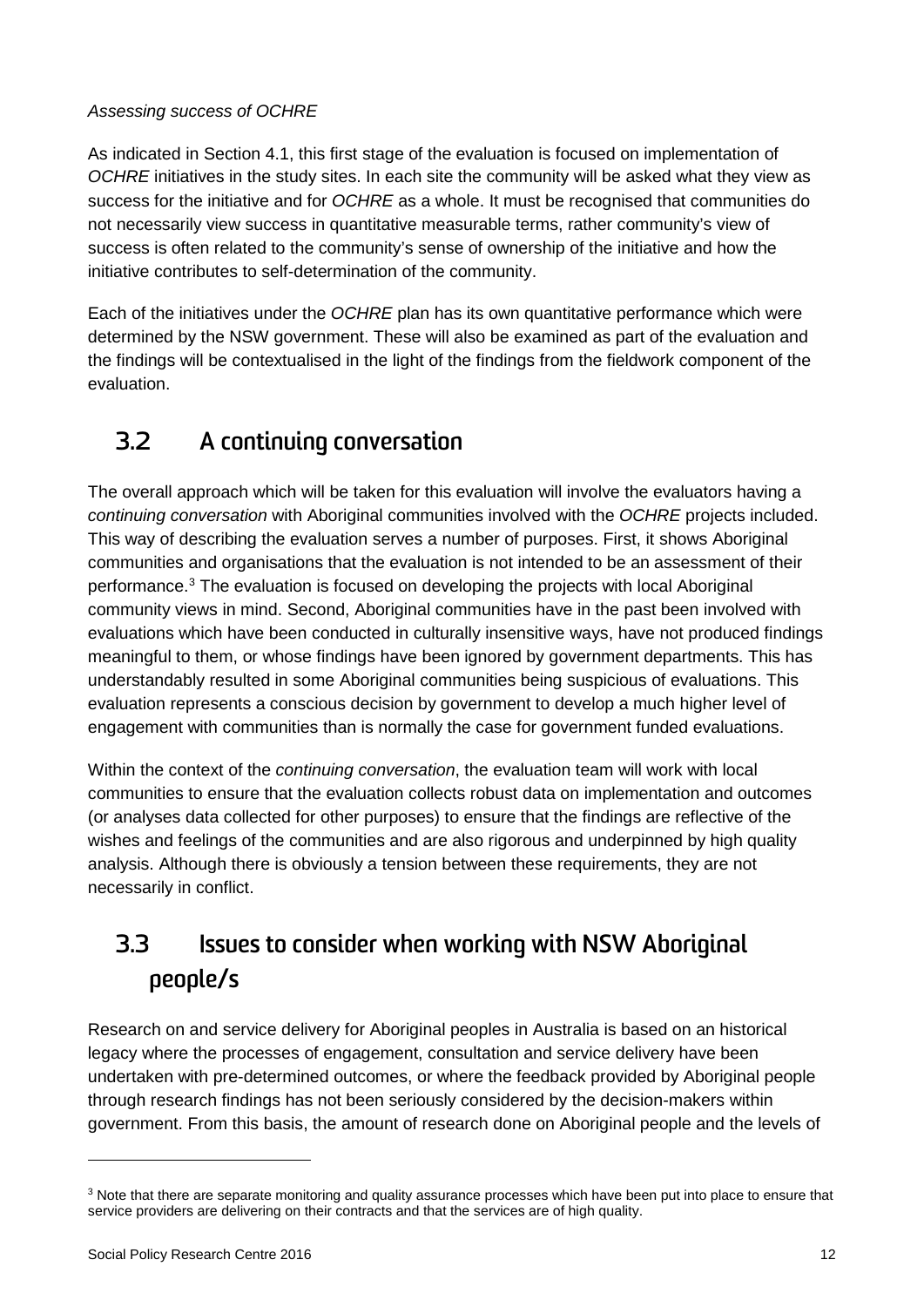*Assessing success of OCHRE*

As indicated in Section 4.1, this first stage of the evaluation is focused on implementation of *OCHRE* initiatives in the study sites. In each site the community will be asked what they view as success for the initiative and for *OCHRE* as a whole. It must be recognised that communities do not necessarily view success in quantitative measurable terms, rather community's view of success is often related to the community's sense of ownership of the initiative and how the initiative contributes to self-determination of the community.

Each of the initiatives under the *OCHRE* plan has its own quantitative performance which were determined by the NSW government. These will also be examined as part of the evaluation and the findings will be contextualised in the light of the findings from the fieldwork component of the evaluation.

## 3.2 A continuing conversation

The overall approach which will be taken for this evaluation will involve the evaluators having a *continuing conversation* with Aboriginal communities involved with the *OCHRE* projects included. This way of describing the evaluation serves a number of purposes. First, it shows Aboriginal communities and organisations that the evaluation is not intended to be an assessment of their performance.[3] The evaluation is focused on developing the projects with local Aboriginal community views in mind. Second, Aboriginal communities have in the past been involved with evaluations which have been conducted in culturally insensitive ways, have not produced findings meaningful to them, or whose findings have been ignored by government departments. This has understandably resulted in some Aboriginal communities being suspicious of evaluations. This evaluation represents a conscious decision by government to develop a much higher level of engagement with communities than is normally the case for government funded evaluations.

Within the context of the *continuing conversation*, the evaluation team will work with local communities to ensure that the evaluation collects robust data on implementation and outcomes (or analyses data collected for other purposes) to ensure that the findings are reflective of the wishes and feelings of the communities and are also rigorous and underpinned by high quality analysis. Although there is obviously a tension between these requirements, they are not necessarily in conflict.

## 3.3 Issues to consider when working with NSW Aboriginal people/s

Research on and service delivery for Aboriginal peoples in Australia is based on an historical legacy where the processes of engagement, consultation and service delivery have been undertaken with pre-determined outcomes, or where the feedback provided by Aboriginal people through research findings has not been seriously considered by the decision-makers within government. From this basis, the amount of research done on Aboriginal people and the levels of

[3] Note that there are separate monitoring and quality assurance processes which have been put into place to ensure that service providers are delivering on their contracts and that the services are of high quality.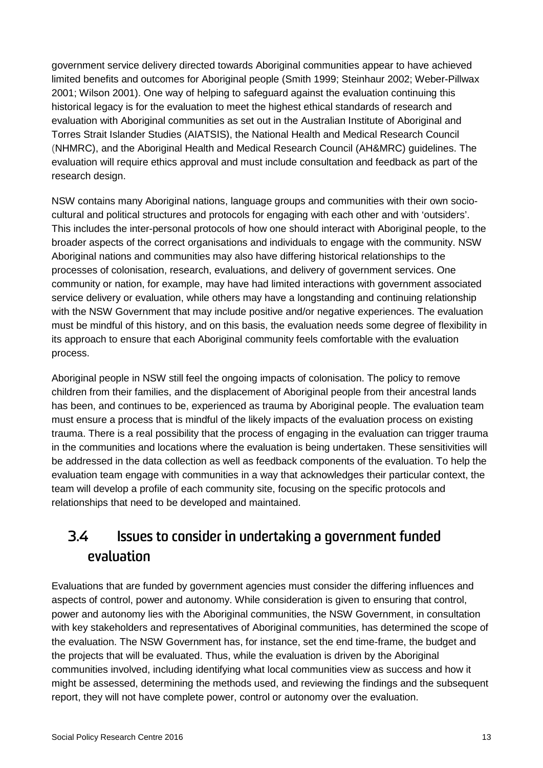government service delivery directed towards Aboriginal communities appear to have achieved limited benefits and outcomes for Aboriginal people (Smith 1999; Steinhaur 2002; Weber-Pillwax 2001; Wilson 2001). One way of helping to safeguard against the evaluation continuing this historical legacy is for the evaluation to meet the highest ethical standards of research and evaluation with Aboriginal communities as set out in the Australian Institute of Aboriginal and Torres Strait Islander Studies (AIATSIS), the National Health and Medical Research Council (NHMRC), and the Aboriginal Health and Medical Research Council (AH&MRC) guidelines. The evaluation will require ethics approval and must include consultation and feedback as part of the research design.

NSW contains many Aboriginal nations, language groups and communities with their own socio-cultural and political structures and protocols for engaging with each other and with 'outsiders'. This includes the inter-personal protocols of how one should interact with Aboriginal people, to the broader aspects of the correct organisations and individuals to engage with the community. NSW Aboriginal nations and communities may also have differing historical relationships to the processes of colonisation, research, evaluations, and delivery of government services. One community or nation, for example, may have had limited interactions with government associated service delivery or evaluation, while others may have a longstanding and continuing relationship with the NSW Government that may include positive and/or negative experiences. The evaluation must be mindful of this history, and on this basis, the evaluation needs some degree of flexibility in its approach to ensure that each Aboriginal community feels comfortable with the evaluation process.

Aboriginal people in NSW still feel the ongoing impacts of colonisation. The policy to remove children from their families, and the displacement of Aboriginal people from their ancestral lands has been, and continues to be, experienced as trauma by Aboriginal people. The evaluation team must ensure a process that is mindful of the likely impacts of the evaluation process on existing trauma. There is a real possibility that the process of engaging in the evaluation can trigger trauma in the communities and locations where the evaluation is being undertaken. These sensitivities will be addressed in the data collection as well as feedback components of the evaluation. To help the evaluation team engage with communities in a way that acknowledges their particular context, the team will develop a profile of each community site, focusing on the specific protocols and relationships that need to be developed and maintained.

## 3.4 Issues to consider in undertaking a government funded evaluation

Evaluations that are funded by government agencies must consider the differing influences and aspects of control, power and autonomy. While consideration is given to ensuring that control, power and autonomy lies with the Aboriginal communities, the NSW Government, in consultation with key stakeholders and representatives of Aboriginal communities, has determined the scope of the evaluation. The NSW Government has, for instance, set the end time-frame, the budget and the projects that will be evaluated. Thus, while the evaluation is driven by the Aboriginal communities involved, including identifying what local communities view as success and how it might be assessed, determining the methods used, and reviewing the findings and the subsequent report, they will not have complete power, control or autonomy over the evaluation.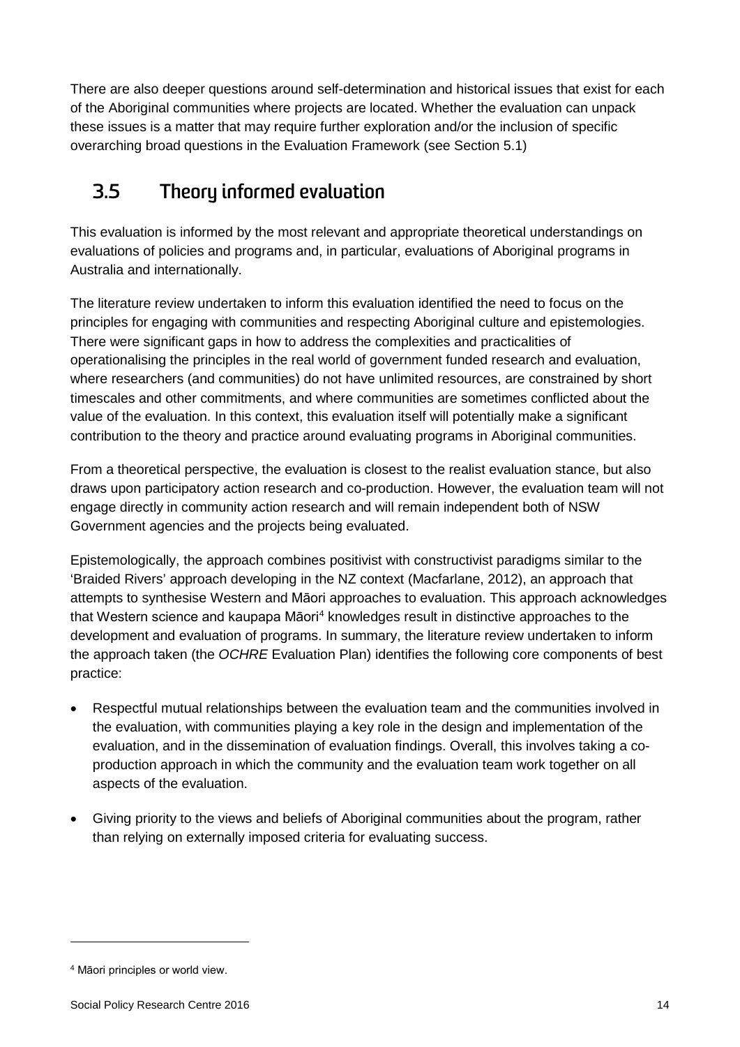There are also deeper questions around self-determination and historical issues that exist for each of the Aboriginal communities where projects are located. Whether the evaluation can unpack these issues is a matter that may require further exploration and/or the inclusion of specific overarching broad questions in the Evaluation Framework (see Section 5.1)

## 3.5 Theory informed evaluation

This evaluation is informed by the most relevant and appropriate theoretical understandings on evaluations of policies and programs and, in particular, evaluations of Aboriginal programs in Australia and internationally.

The literature review undertaken to inform this evaluation identified the need to focus on the principles for engaging with communities and respecting Aboriginal culture and epistemologies. There were significant gaps in how to address the complexities and practicalities of operationalising the principles in the real world of government funded research and evaluation, where researchers (and communities) do not have unlimited resources, are constrained by short timescales and other commitments, and where communities are sometimes conflicted about the value of the evaluation. In this context, this evaluation itself will potentially make a significant contribution to the theory and practice around evaluating programs in Aboriginal communities.

From a theoretical perspective, the evaluation is closest to the realist evaluation stance, but also draws upon participatory action research and co-production. However, the evaluation team will not engage directly in community action research and will remain independent both of NSW Government agencies and the projects being evaluated.

Epistemologically, the approach combines positivist with constructivist paradigms similar to the 'Braided Rivers' approach developing in the NZ context (Macfarlane, 2012), an approach that attempts to synthesise Western and Māori approaches to evaluation. This approach acknowledges that Western science and kaupapa Māori[4] knowledges result in distinctive approaches to the development and evaluation of programs. In summary, the literature review undertaken to inform the approach taken (the *OCHRE* Evaluation Plan) identifies the following core components of best practice:

- Respectful mutual relationships between the evaluation team and the communities involved in the evaluation, with communities playing a key role in the design and implementation of the evaluation, and in the dissemination of evaluation findings. Overall, this involves taking a co-production approach in which the community and the evaluation team work together on all aspects of the evaluation.
- Giving priority to the views and beliefs of Aboriginal communities about the program, rather than relying on externally imposed criteria for evaluating success.

[4] Māori principles or world view.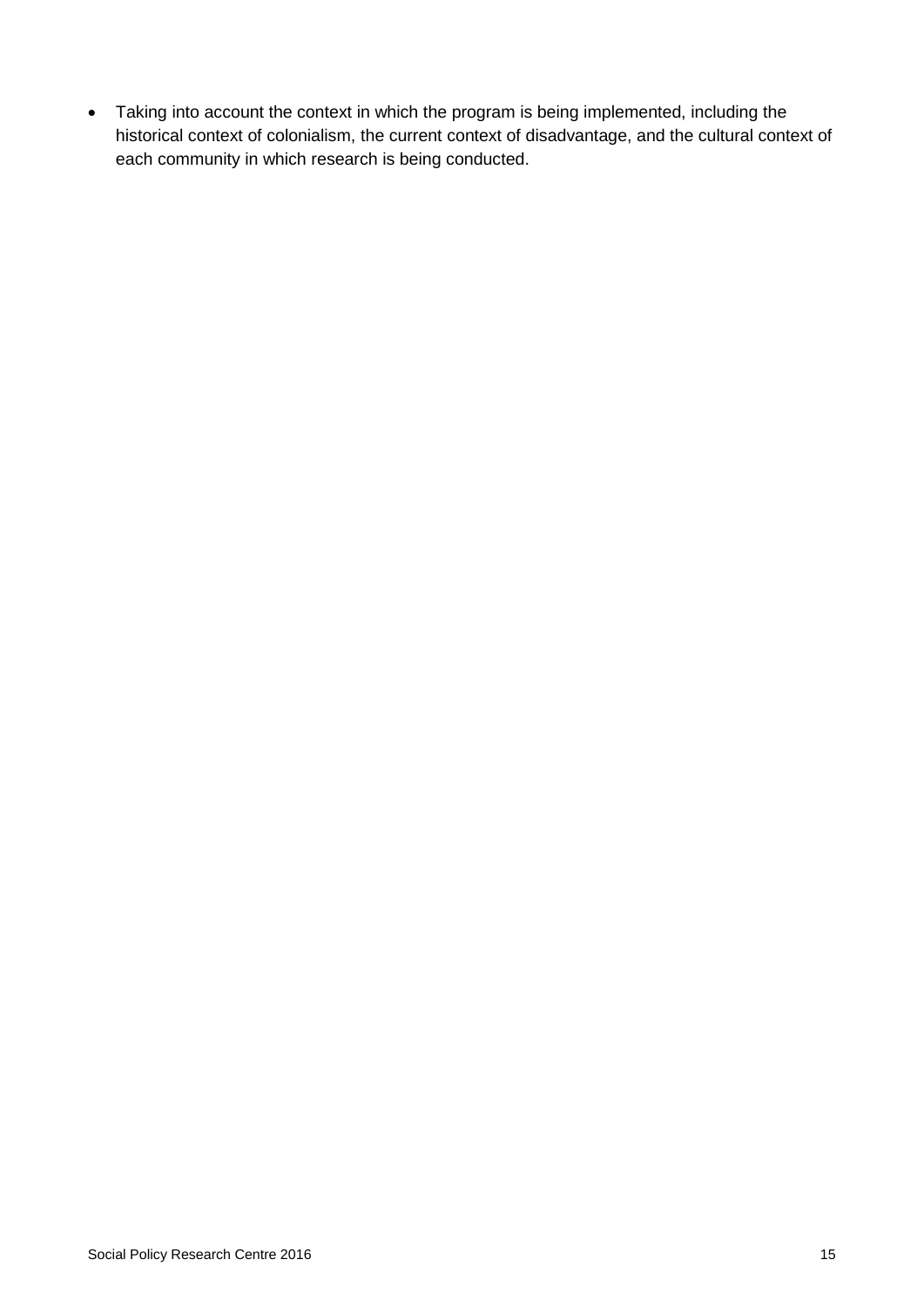- Taking into account the context in which the program is being implemented, including the historical context of colonialism, the current context of disadvantage, and the cultural context of each community in which research is being conducted.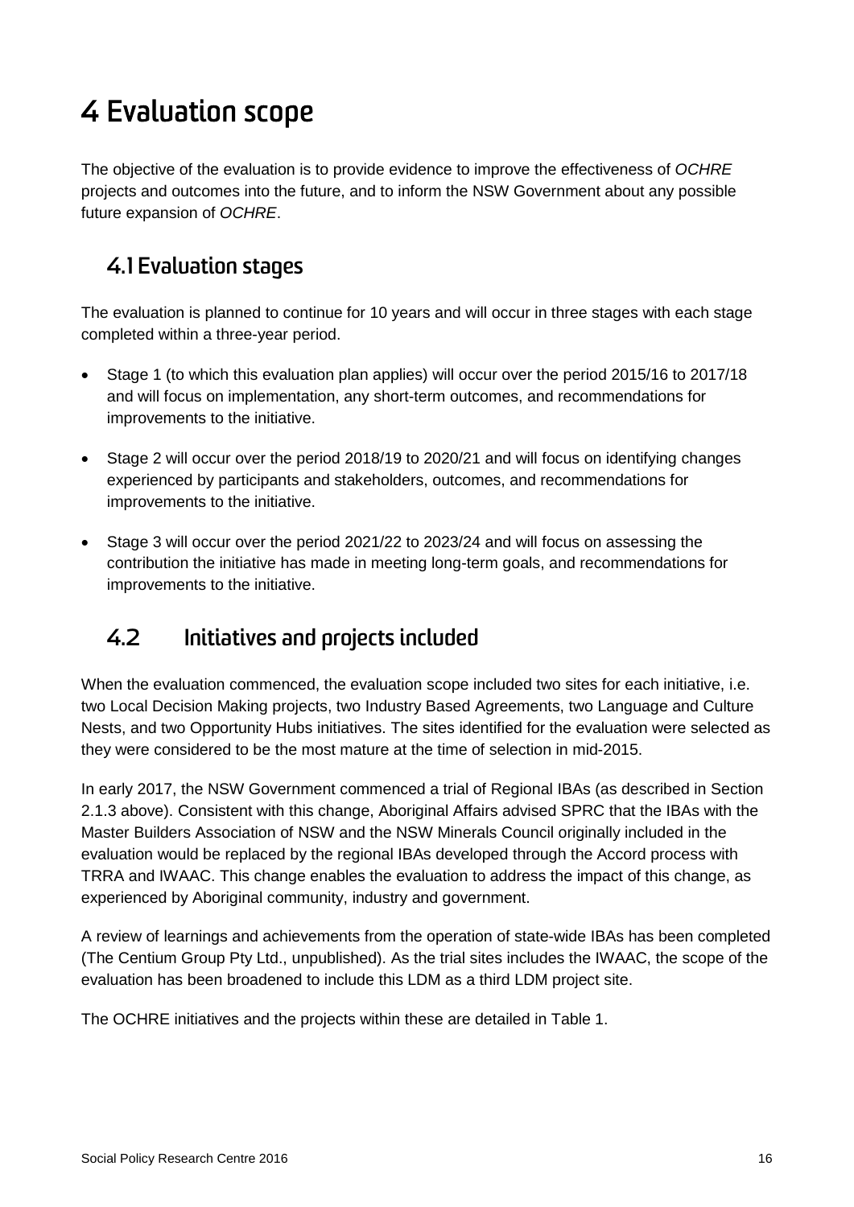# 4 Evaluation scope

The objective of the evaluation is to provide evidence to improve the effectiveness of *OCHRE* projects and outcomes into the future, and to inform the NSW Government about any possible future expansion of *OCHRE*.

## 4.1 Evaluation stages

The evaluation is planned to continue for 10 years and will occur in three stages with each stage completed within a three-year period.

- Stage 1 (to which this evaluation plan applies) will occur over the period 2015/16 to 2017/18 and will focus on implementation, any short-term outcomes, and recommendations for improvements to the initiative.
- Stage 2 will occur over the period 2018/19 to 2020/21 and will focus on identifying changes experienced by participants and stakeholders, outcomes, and recommendations for improvements to the initiative.
- Stage 3 will occur over the period 2021/22 to 2023/24 and will focus on assessing the contribution the initiative has made in meeting long-term goals, and recommendations for improvements to the initiative.

## 4.2 Initiatives and projects included

When the evaluation commenced, the evaluation scope included two sites for each initiative, i.e. two Local Decision Making projects, two Industry Based Agreements, two Language and Culture Nests, and two Opportunity Hubs initiatives. The sites identified for the evaluation were selected as they were considered to be the most mature at the time of selection in mid-2015.

In early 2017, the NSW Government commenced a trial of Regional IBAs (as described in Section 2.1.3 above). Consistent with this change, Aboriginal Affairs advised SPRC that the IBAs with the Master Builders Association of NSW and the NSW Minerals Council originally included in the evaluation would be replaced by the regional IBAs developed through the Accord process with TRRA and IWAAC. This change enables the evaluation to address the impact of this change, as experienced by Aboriginal community, industry and government.

A review of learnings and achievements from the operation of state-wide IBAs has been completed (The Centium Group Pty Ltd., unpublished). As the trial sites includes the IWAAC, the scope of the evaluation has been broadened to include this LDM as a third LDM project site.

The OCHRE initiatives and the projects within these are detailed in Table 1.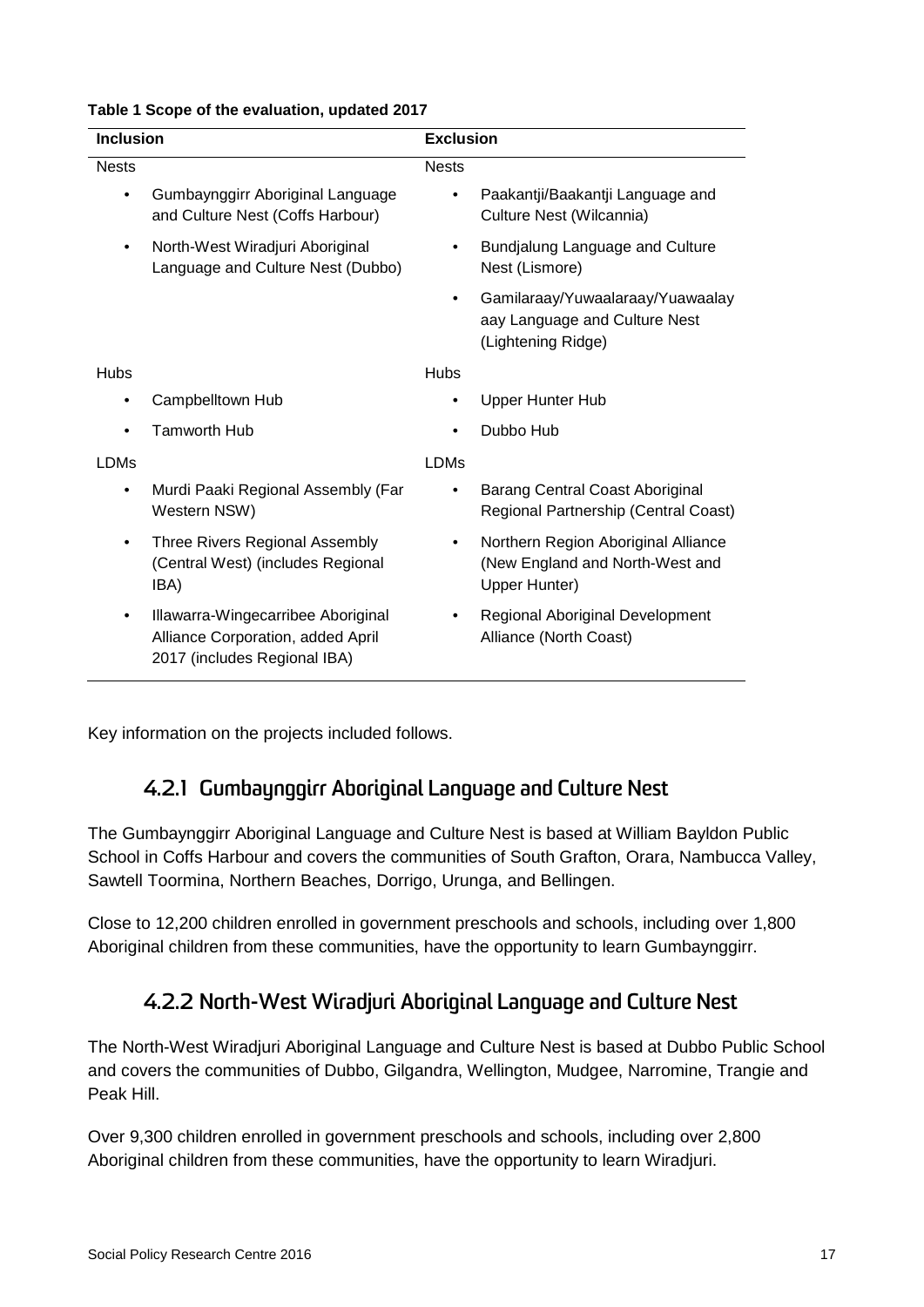**Table 1 Scope of the evaluation, updated 2017**

| Inclusion | Exclusion |
|---|---|
| Nests | Nests |
| • Gumbaynggirr Aboriginal Language and Culture Nest (Coffs Harbour) | • Paakantji/Baakantji Language and Culture Nest (Wilcannia) |
| • North-West Wiradjuri Aboriginal Language and Culture Nest (Dubbo) | • Bundjalung Language and Culture Nest (Lismore) |
| | • Gamilaraay/Yuwaalaraay/Yuawaalayaay Language and Culture Nest (Lightening Ridge) |
| Hubs | Hubs |
| • Campbelltown Hub | • Upper Hunter Hub |
| • Tamworth Hub | • Dubbo Hub |
| LDMs | LDMs |
| • Murdi Paaki Regional Assembly (Far Western NSW) | • Barang Central Coast Aboriginal Regional Partnership (Central Coast) |
| • Three Rivers Regional Assembly (Central West) (includes Regional IBA) | • Northern Region Aboriginal Alliance (New England and North-West and Upper Hunter) |
| • Illawarra-Wingecarribee Aboriginal Alliance Corporation, added April 2017 (includes Regional IBA) | • Regional Aboriginal Development Alliance (North Coast) |

Key information on the projects included follows.

### 4.2.1 Gumbaynggirr Aboriginal Language and Culture Nest

The Gumbaynggirr Aboriginal Language and Culture Nest is based at William Bayldon Public School in Coffs Harbour and covers the communities of South Grafton, Orara, Nambucca Valley, Sawtell Toormina, Northern Beaches, Dorrigo, Urunga, and Bellingen.

Close to 12,200 children enrolled in government preschools and schools, including over 1,800 Aboriginal children from these communities, have the opportunity to learn Gumbaynggirr.

### 4.2.2 North-West Wiradjuri Aboriginal Language and Culture Nest

The North-West Wiradjuri Aboriginal Language and Culture Nest is based at Dubbo Public School and covers the communities of Dubbo, Gilgandra, Wellington, Mudgee, Narromine, Trangie and Peak Hill.

Over 9,300 children enrolled in government preschools and schools, including over 2,800 Aboriginal children from these communities, have the opportunity to learn Wiradjuri.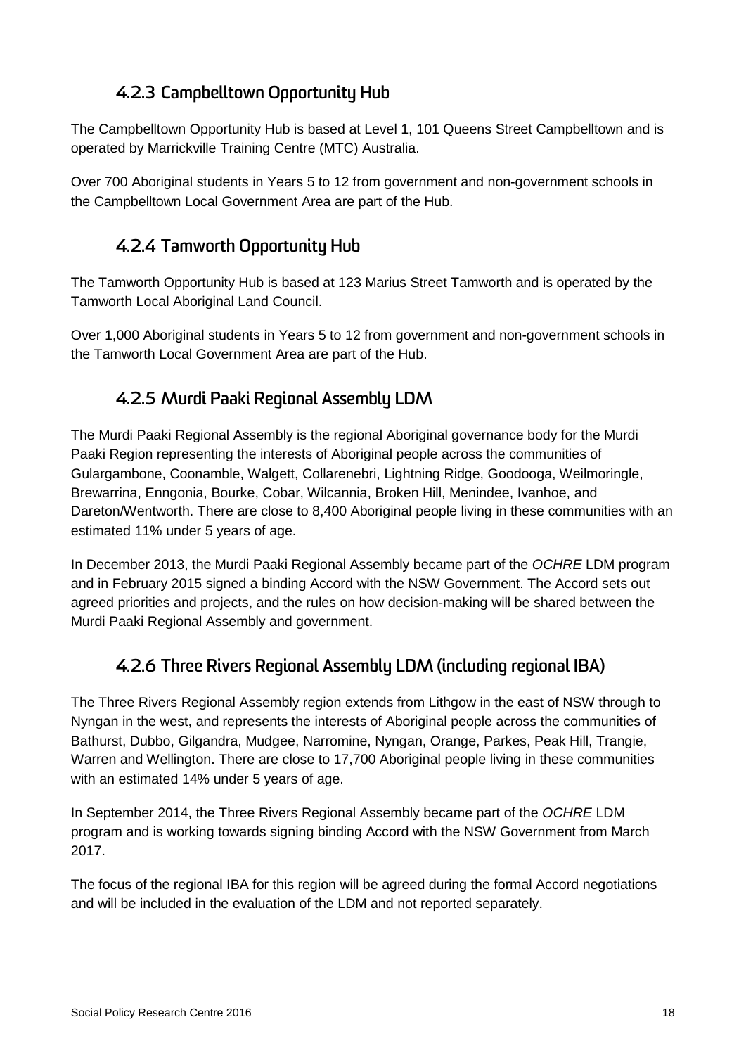### 4.2.3 Campbelltown Opportunity Hub

The Campbelltown Opportunity Hub is based at Level 1, 101 Queens Street Campbelltown and is operated by Marrickville Training Centre (MTC) Australia.

Over 700 Aboriginal students in Years 5 to 12 from government and non-government schools in the Campbelltown Local Government Area are part of the Hub.

### 4.2.4 Tamworth Opportunity Hub

The Tamworth Opportunity Hub is based at 123 Marius Street Tamworth and is operated by the Tamworth Local Aboriginal Land Council.

Over 1,000 Aboriginal students in Years 5 to 12 from government and non-government schools in the Tamworth Local Government Area are part of the Hub.

### 4.2.5 Murdi Paaki Regional Assembly LDM

The Murdi Paaki Regional Assembly is the regional Aboriginal governance body for the Murdi Paaki Region representing the interests of Aboriginal people across the communities of Gulargambone, Coonamble, Walgett, Collarenebri, Lightning Ridge, Goodooga, Weilmoringle, Brewarrina, Enngonia, Bourke, Cobar, Wilcannia, Broken Hill, Menindee, Ivanhoe, and Dareton/Wentworth. There are close to 8,400 Aboriginal people living in these communities with an estimated 11% under 5 years of age.

In December 2013, the Murdi Paaki Regional Assembly became part of the *OCHRE* LDM program and in February 2015 signed a binding Accord with the NSW Government. The Accord sets out agreed priorities and projects, and the rules on how decision-making will be shared between the Murdi Paaki Regional Assembly and government.

### 4.2.6 Three Rivers Regional Assembly LDM (including regional IBA)

The Three Rivers Regional Assembly region extends from Lithgow in the east of NSW through to Nyngan in the west, and represents the interests of Aboriginal people across the communities of Bathurst, Dubbo, Gilgandra, Mudgee, Narromine, Nyngan, Orange, Parkes, Peak Hill, Trangie, Warren and Wellington. There are close to 17,700 Aboriginal people living in these communities with an estimated 14% under 5 years of age.

In September 2014, the Three Rivers Regional Assembly became part of the *OCHRE* LDM program and is working towards signing binding Accord with the NSW Government from March 2017.

The focus of the regional IBA for this region will be agreed during the formal Accord negotiations and will be included in the evaluation of the LDM and not reported separately.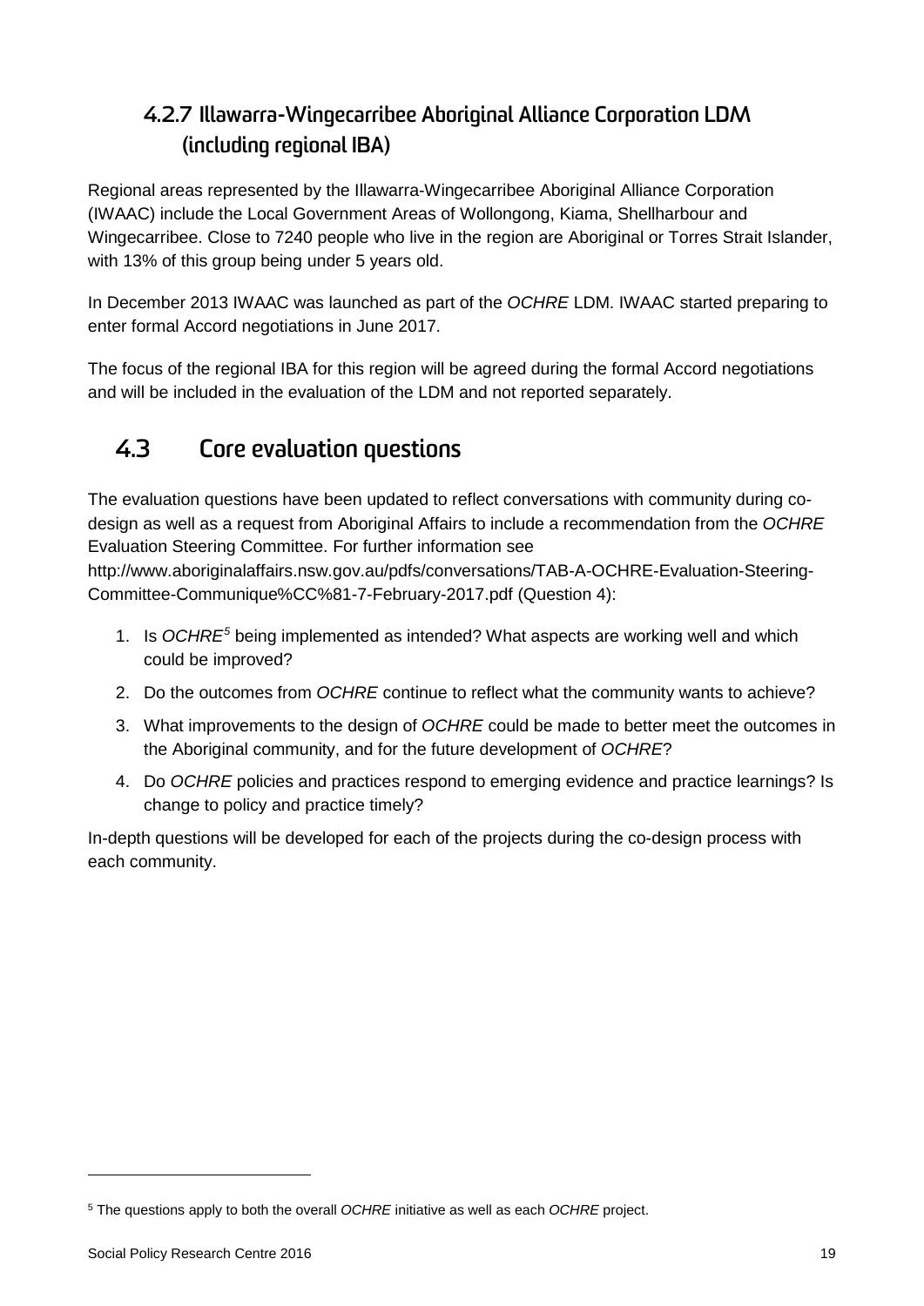### 4.2.7 Illawarra-Wingecarribee Aboriginal Alliance Corporation LDM (including regional IBA)

Regional areas represented by the Illawarra-Wingecarribee Aboriginal Alliance Corporation (IWAAC) include the Local Government Areas of Wollongong, Kiama, Shellharbour and Wingecarribee. Close to 7240 people who live in the region are Aboriginal or Torres Strait Islander, with 13% of this group being under 5 years old.

In December 2013 IWAAC was launched as part of the *OCHRE* LDM. IWAAC started preparing to enter formal Accord negotiations in June 2017.

The focus of the regional IBA for this region will be agreed during the formal Accord negotiations and will be included in the evaluation of the LDM and not reported separately.

## 4.3 Core evaluation questions

The evaluation questions have been updated to reflect conversations with community during co-design as well as a request from Aboriginal Affairs to include a recommendation from the *OCHRE* Evaluation Steering Committee. For further information see http://www.aboriginalaffairs.nsw.gov.au/pdfs/conversations/TAB-A-OCHRE-Evaluation-Steering-Committee-Communique%CC%81-7-February-2017.pdf (Question 4):

1. Is *OCHRE*[5] being implemented as intended? What aspects are working well and which could be improved?
2. Do the outcomes from *OCHRE* continue to reflect what the community wants to achieve?
3. What improvements to the design of *OCHRE* could be made to better meet the outcomes in the Aboriginal community, and for the future development of *OCHRE*?
4. Do *OCHRE* policies and practices respond to emerging evidence and practice learnings? Is change to policy and practice timely?

In-depth questions will be developed for each of the projects during the co-design process with each community.

[5] The questions apply to both the overall *OCHRE* initiative as well as each *OCHRE* project.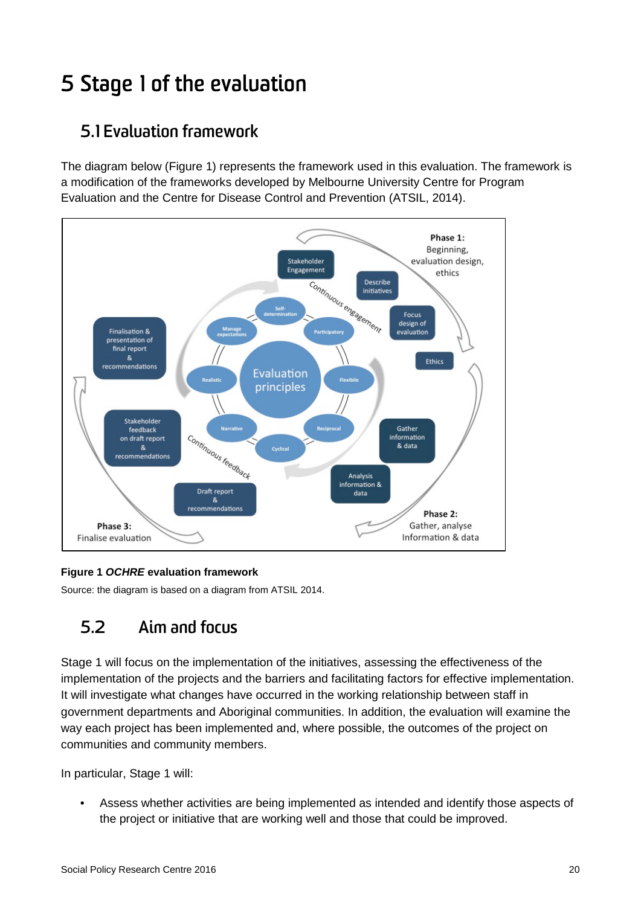# 5 Stage 1 of the evaluation

## 5.1 Evaluation framework

The diagram below (Figure 1) represents the framework used in this evaluation. The framework is a modification of the frameworks developed by Melbourne University Centre for Program Evaluation and the Centre for Disease Control and Prevention (ATSIL, 2014).

**Figure 1** ***OCHRE*** **evaluation framework**

Source: the diagram is based on a diagram from ATSIL 2014.

## 5.2 Aim and focus

Stage 1 will focus on the implementation of the initiatives, assessing the effectiveness of the implementation of the projects and the barriers and facilitating factors for effective implementation. It will investigate what changes have occurred in the working relationship between staff in government departments and Aboriginal communities. In addition, the evaluation will examine the way each project has been implemented and, where possible, the outcomes of the project on communities and community members.

In particular, Stage 1 will:

- Assess whether activities are being implemented as intended and identify those aspects of the project or initiative that are working well and those that could be improved.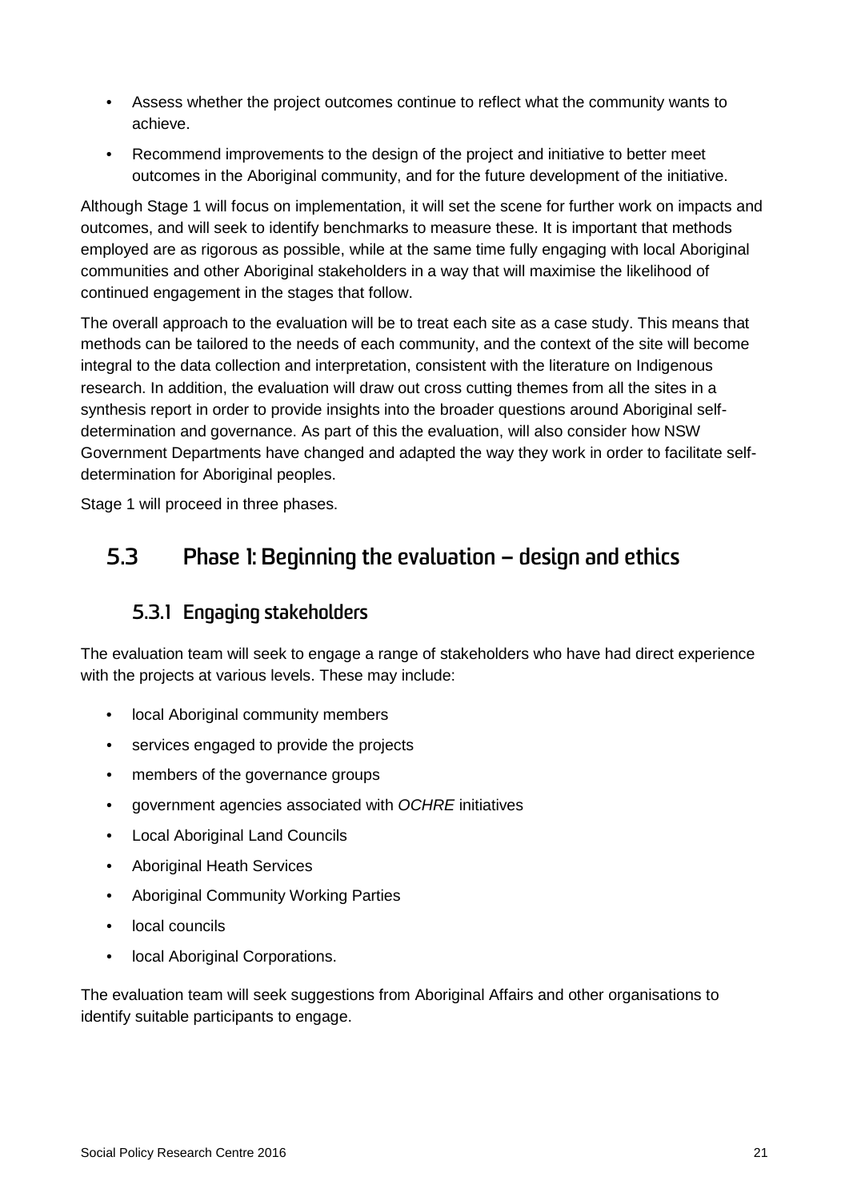- Assess whether the project outcomes continue to reflect what the community wants to achieve.
- Recommend improvements to the design of the project and initiative to better meet outcomes in the Aboriginal community, and for the future development of the initiative.

Although Stage 1 will focus on implementation, it will set the scene for further work on impacts and outcomes, and will seek to identify benchmarks to measure these. It is important that methods employed are as rigorous as possible, while at the same time fully engaging with local Aboriginal communities and other Aboriginal stakeholders in a way that will maximise the likelihood of continued engagement in the stages that follow.

The overall approach to the evaluation will be to treat each site as a case study. This means that methods can be tailored to the needs of each community, and the context of the site will become integral to the data collection and interpretation, consistent with the literature on Indigenous research. In addition, the evaluation will draw out cross cutting themes from all the sites in a synthesis report in order to provide insights into the broader questions around Aboriginal self-determination and governance. As part of this the evaluation, will also consider how NSW Government Departments have changed and adapted the way they work in order to facilitate self-determination for Aboriginal peoples.

Stage 1 will proceed in three phases.

## 5.3 Phase 1: Beginning the evaluation – design and ethics

### 5.3.1 Engaging stakeholders

The evaluation team will seek to engage a range of stakeholders who have had direct experience with the projects at various levels. These may include:

- local Aboriginal community members
- services engaged to provide the projects
- members of the governance groups
- government agencies associated with *OCHRE* initiatives
- Local Aboriginal Land Councils
- Aboriginal Heath Services
- Aboriginal Community Working Parties
- local councils
- local Aboriginal Corporations.

The evaluation team will seek suggestions from Aboriginal Affairs and other organisations to identify suitable participants to engage.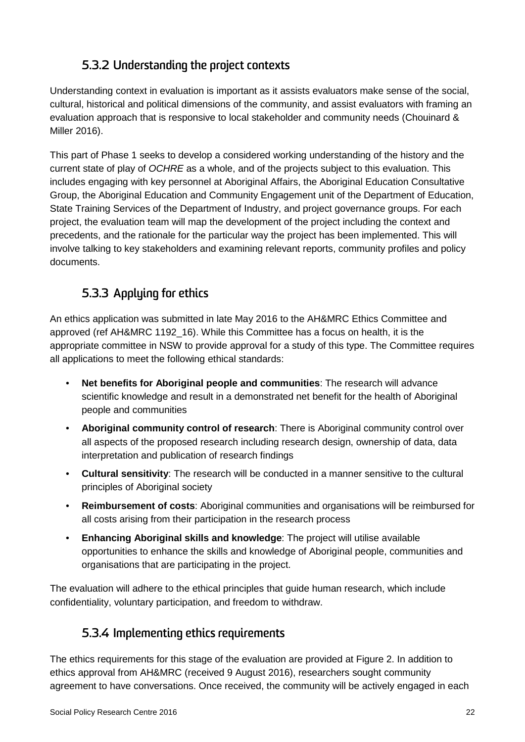### 5.3.2 Understanding the project contexts

Understanding context in evaluation is important as it assists evaluators make sense of the social, cultural, historical and political dimensions of the community, and assist evaluators with framing an evaluation approach that is responsive to local stakeholder and community needs (Chouinard & Miller 2016).

This part of Phase 1 seeks to develop a considered working understanding of the history and the current state of play of *OCHRE* as a whole, and of the projects subject to this evaluation. This includes engaging with key personnel at Aboriginal Affairs, the Aboriginal Education Consultative Group, the Aboriginal Education and Community Engagement unit of the Department of Education, State Training Services of the Department of Industry, and project governance groups. For each project, the evaluation team will map the development of the project including the context and precedents, and the rationale for the particular way the project has been implemented. This will involve talking to key stakeholders and examining relevant reports, community profiles and policy documents.

### 5.3.3 Applying for ethics

An ethics application was submitted in late May 2016 to the AH&MRC Ethics Committee and approved (ref AH&MRC 1192_16). While this Committee has a focus on health, it is the appropriate committee in NSW to provide approval for a study of this type. The Committee requires all applications to meet the following ethical standards:

- **Net benefits for Aboriginal people and communities**: The research will advance scientific knowledge and result in a demonstrated net benefit for the health of Aboriginal people and communities
- **Aboriginal community control of research**: There is Aboriginal community control over all aspects of the proposed research including research design, ownership of data, data interpretation and publication of research findings
- **Cultural sensitivity**: The research will be conducted in a manner sensitive to the cultural principles of Aboriginal society
- **Reimbursement of costs**: Aboriginal communities and organisations will be reimbursed for all costs arising from their participation in the research process
- **Enhancing Aboriginal skills and knowledge**: The project will utilise available opportunities to enhance the skills and knowledge of Aboriginal people, communities and organisations that are participating in the project.

The evaluation will adhere to the ethical principles that guide human research, which include confidentiality, voluntary participation, and freedom to withdraw.

### 5.3.4 Implementing ethics requirements

The ethics requirements for this stage of the evaluation are provided at Figure 2. In addition to ethics approval from AH&MRC (received 9 August 2016), researchers sought community agreement to have conversations. Once received, the community will be actively engaged in each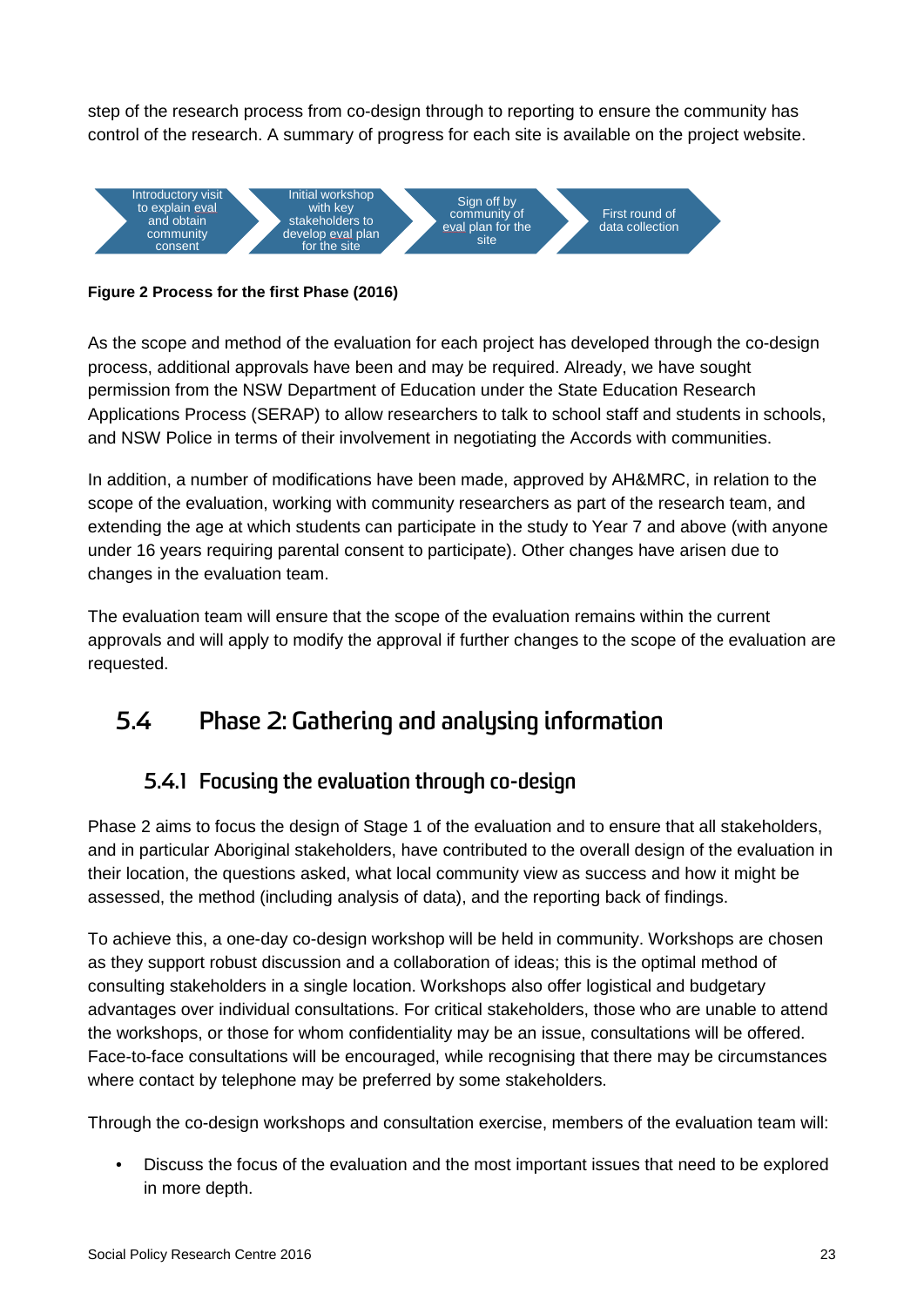step of the research process from co-design through to reporting to ensure the community has control of the research. A summary of progress for each site is available on the project website.

Introductory visit to explain eval and obtain community consent → Initial workshop with key stakeholders to develop eval plan for the site → Sign off by community of eval plan for the site → First round of data collection

**Figure 2 Process for the first Phase (2016)**

As the scope and method of the evaluation for each project has developed through the co-design process, additional approvals have been and may be required. Already, we have sought permission from the NSW Department of Education under the State Education Research Applications Process (SERAP) to allow researchers to talk to school staff and students in schools, and NSW Police in terms of their involvement in negotiating the Accords with communities.

In addition, a number of modifications have been made, approved by AH&MRC, in relation to the scope of the evaluation, working with community researchers as part of the research team, and extending the age at which students can participate in the study to Year 7 and above (with anyone under 16 years requiring parental consent to participate). Other changes have arisen due to changes in the evaluation team.

The evaluation team will ensure that the scope of the evaluation remains within the current approvals and will apply to modify the approval if further changes to the scope of the evaluation are requested.

## 5.4 Phase 2: Gathering and analysing information

### 5.4.1 Focusing the evaluation through co-design

Phase 2 aims to focus the design of Stage 1 of the evaluation and to ensure that all stakeholders, and in particular Aboriginal stakeholders, have contributed to the overall design of the evaluation in their location, the questions asked, what local community view as success and how it might be assessed, the method (including analysis of data), and the reporting back of findings.

To achieve this, a one-day co-design workshop will be held in community. Workshops are chosen as they support robust discussion and a collaboration of ideas; this is the optimal method of consulting stakeholders in a single location. Workshops also offer logistical and budgetary advantages over individual consultations. For critical stakeholders, those who are unable to attend the workshops, or those for whom confidentiality may be an issue, consultations will be offered. Face-to-face consultations will be encouraged, while recognising that there may be circumstances where contact by telephone may be preferred by some stakeholders.

Through the co-design workshops and consultation exercise, members of the evaluation team will:

- Discuss the focus of the evaluation and the most important issues that need to be explored in more depth.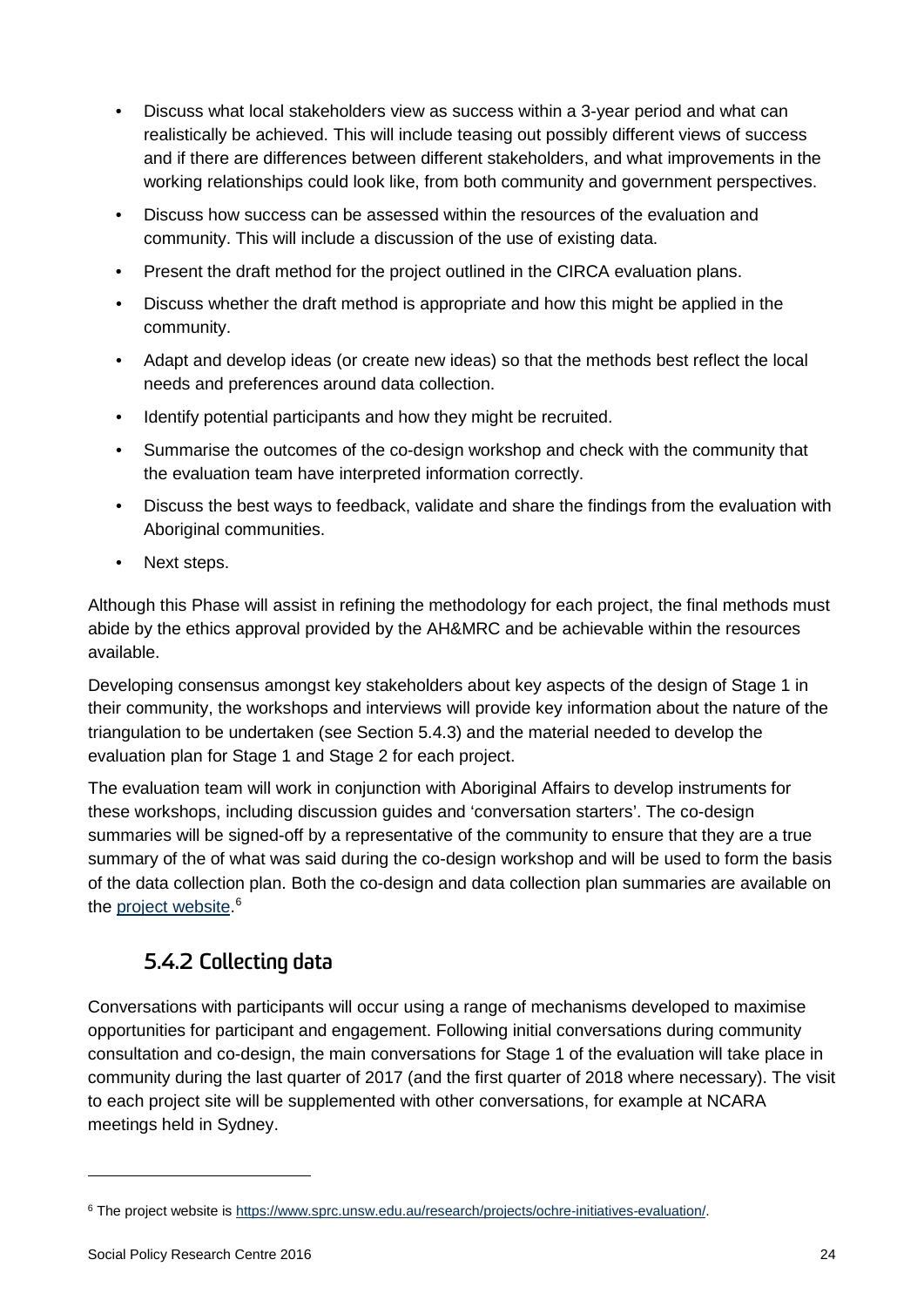- Discuss what local stakeholders view as success within a 3-year period and what can realistically be achieved. This will include teasing out possibly different views of success and if there are differences between different stakeholders, and what improvements in the working relationships could look like, from both community and government perspectives.
- Discuss how success can be assessed within the resources of the evaluation and community. This will include a discussion of the use of existing data.
- Present the draft method for the project outlined in the CIRCA evaluation plans.
- Discuss whether the draft method is appropriate and how this might be applied in the community.
- Adapt and develop ideas (or create new ideas) so that the methods best reflect the local needs and preferences around data collection.
- Identify potential participants and how they might be recruited.
- Summarise the outcomes of the co-design workshop and check with the community that the evaluation team have interpreted information correctly.
- Discuss the best ways to feedback, validate and share the findings from the evaluation with Aboriginal communities.
- Next steps.

Although this Phase will assist in refining the methodology for each project, the final methods must abide by the ethics approval provided by the AH&MRC and be achievable within the resources available.

Developing consensus amongst key stakeholders about key aspects of the design of Stage 1 in their community, the workshops and interviews will provide key information about the nature of the triangulation to be undertaken (see Section 5.4.3) and the material needed to develop the evaluation plan for Stage 1 and Stage 2 for each project.

The evaluation team will work in conjunction with Aboriginal Affairs to develop instruments for these workshops, including discussion guides and 'conversation starters'. The co-design summaries will be signed-off by a representative of the community to ensure that they are a true summary of the of what was said during the co-design workshop and will be used to form the basis of the data collection plan. Both the co-design and data collection plan summaries are available on the project website.[6]

## 5.4.2 Collecting data

Conversations with participants will occur using a range of mechanisms developed to maximise opportunities for participant and engagement. Following initial conversations during community consultation and co-design, the main conversations for Stage 1 of the evaluation will take place in community during the last quarter of 2017 (and the first quarter of 2018 where necessary). The visit to each project site will be supplemented with other conversations, for example at NCARA meetings held in Sydney.

---

[6] The project website is https://www.sprc.unsw.edu.au/research/projects/ochre-initiatives-evaluation/.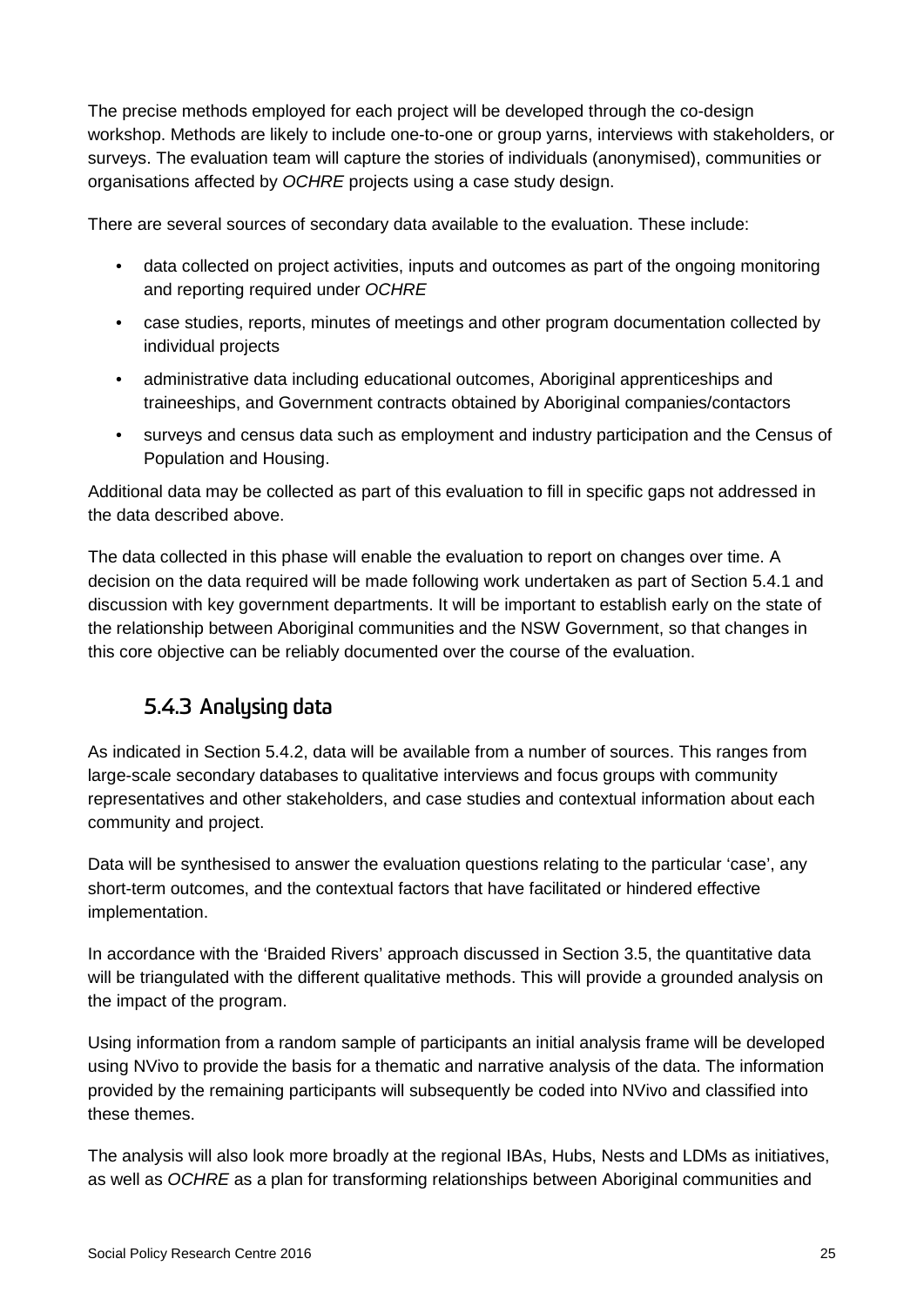The precise methods employed for each project will be developed through the co-design workshop. Methods are likely to include one-to-one or group yarns, interviews with stakeholders, or surveys. The evaluation team will capture the stories of individuals (anonymised), communities or organisations affected by *OCHRE* projects using a case study design.

There are several sources of secondary data available to the evaluation. These include:

- data collected on project activities, inputs and outcomes as part of the ongoing monitoring and reporting required under *OCHRE*
- case studies, reports, minutes of meetings and other program documentation collected by individual projects
- administrative data including educational outcomes, Aboriginal apprenticeships and traineeships, and Government contracts obtained by Aboriginal companies/contactors
- surveys and census data such as employment and industry participation and the Census of Population and Housing.

Additional data may be collected as part of this evaluation to fill in specific gaps not addressed in the data described above.

The data collected in this phase will enable the evaluation to report on changes over time. A decision on the data required will be made following work undertaken as part of Section 5.4.1 and discussion with key government departments. It will be important to establish early on the state of the relationship between Aboriginal communities and the NSW Government, so that changes in this core objective can be reliably documented over the course of the evaluation.

### 5.4.3 Analysing data

As indicated in Section 5.4.2, data will be available from a number of sources. This ranges from large-scale secondary databases to qualitative interviews and focus groups with community representatives and other stakeholders, and case studies and contextual information about each community and project.

Data will be synthesised to answer the evaluation questions relating to the particular 'case', any short-term outcomes, and the contextual factors that have facilitated or hindered effective implementation.

In accordance with the 'Braided Rivers' approach discussed in Section 3.5, the quantitative data will be triangulated with the different qualitative methods. This will provide a grounded analysis on the impact of the program.

Using information from a random sample of participants an initial analysis frame will be developed using NVivo to provide the basis for a thematic and narrative analysis of the data. The information provided by the remaining participants will subsequently be coded into NVivo and classified into these themes.

The analysis will also look more broadly at the regional IBAs, Hubs, Nests and LDMs as initiatives, as well as *OCHRE* as a plan for transforming relationships between Aboriginal communities and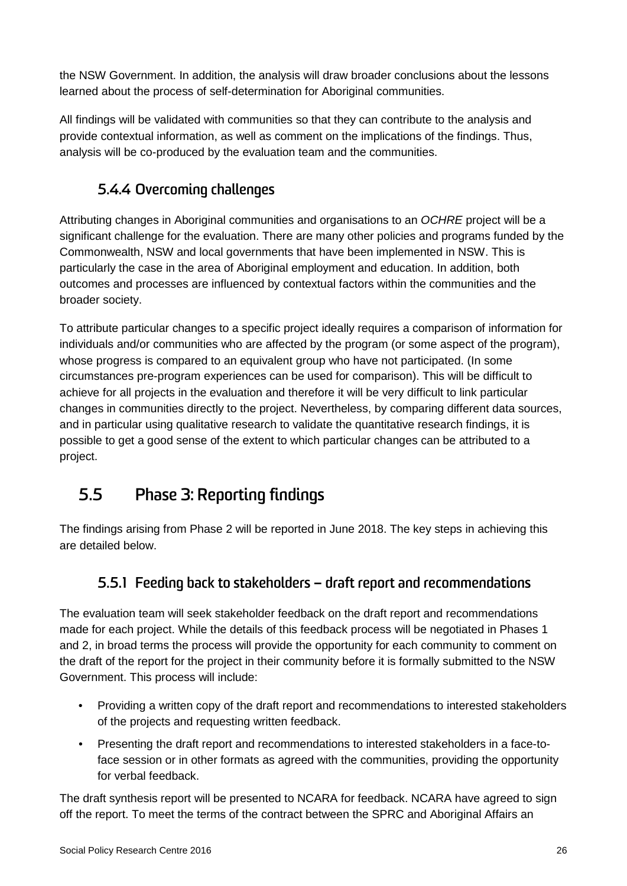the NSW Government. In addition, the analysis will draw broader conclusions about the lessons learned about the process of self-determination for Aboriginal communities.

All findings will be validated with communities so that they can contribute to the analysis and provide contextual information, as well as comment on the implications of the findings. Thus, analysis will be co-produced by the evaluation team and the communities.

### 5.4.4 Overcoming challenges

Attributing changes in Aboriginal communities and organisations to an *OCHRE* project will be a significant challenge for the evaluation. There are many other policies and programs funded by the Commonwealth, NSW and local governments that have been implemented in NSW. This is particularly the case in the area of Aboriginal employment and education. In addition, both outcomes and processes are influenced by contextual factors within the communities and the broader society.

To attribute particular changes to a specific project ideally requires a comparison of information for individuals and/or communities who are affected by the program (or some aspect of the program), whose progress is compared to an equivalent group who have not participated. (In some circumstances pre-program experiences can be used for comparison). This will be difficult to achieve for all projects in the evaluation and therefore it will be very difficult to link particular changes in communities directly to the project. Nevertheless, by comparing different data sources, and in particular using qualitative research to validate the quantitative research findings, it is possible to get a good sense of the extent to which particular changes can be attributed to a project.

## 5.5 Phase 3: Reporting findings

The findings arising from Phase 2 will be reported in June 2018. The key steps in achieving this are detailed below.

### 5.5.1 Feeding back to stakeholders – draft report and recommendations

The evaluation team will seek stakeholder feedback on the draft report and recommendations made for each project. While the details of this feedback process will be negotiated in Phases 1 and 2, in broad terms the process will provide the opportunity for each community to comment on the draft of the report for the project in their community before it is formally submitted to the NSW Government. This process will include:

- Providing a written copy of the draft report and recommendations to interested stakeholders of the projects and requesting written feedback.
- Presenting the draft report and recommendations to interested stakeholders in a face-to-face session or in other formats as agreed with the communities, providing the opportunity for verbal feedback.

The draft synthesis report will be presented to NCARA for feedback. NCARA have agreed to sign off the report. To meet the terms of the contract between the SPRC and Aboriginal Affairs an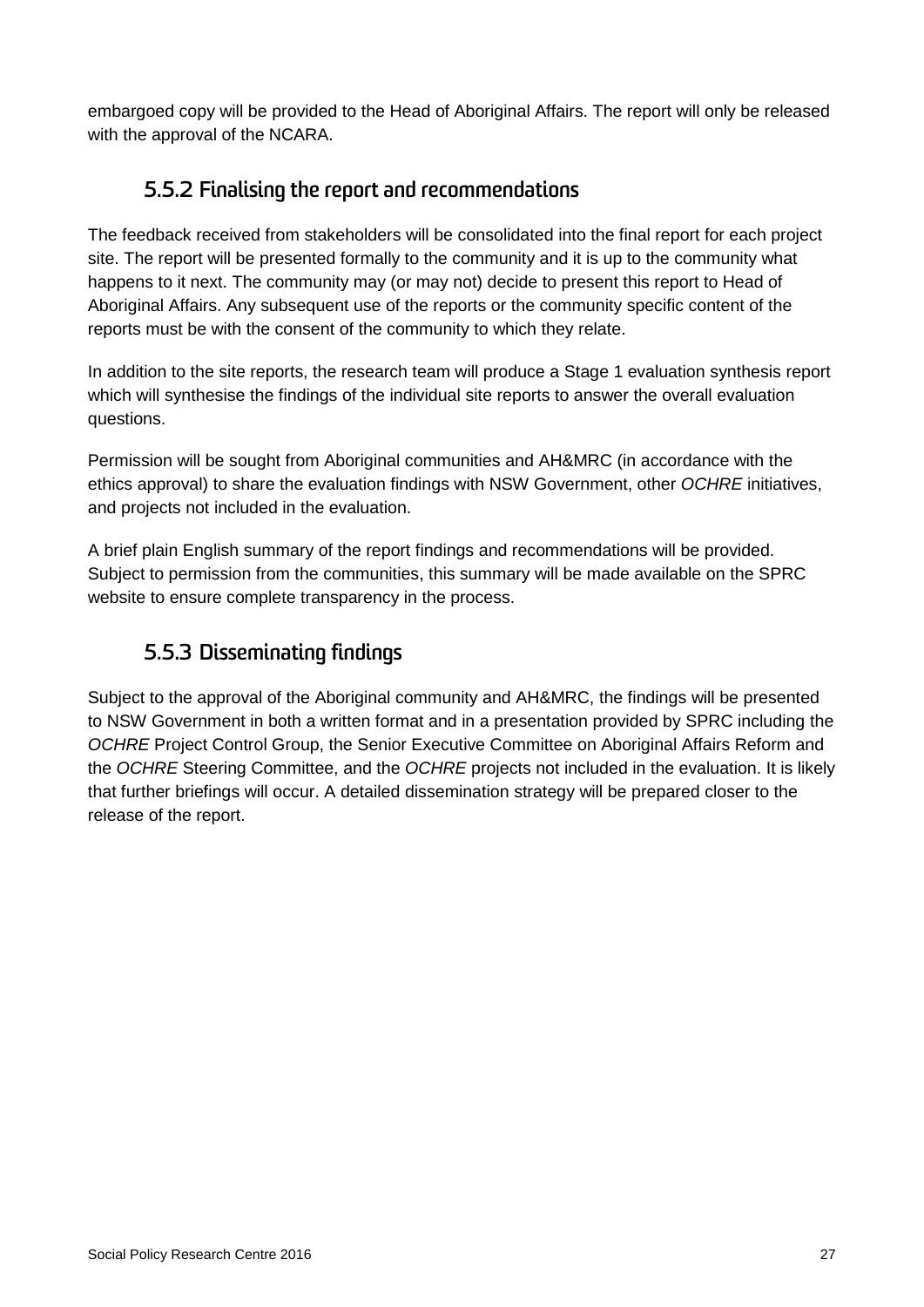embargoed copy will be provided to the Head of Aboriginal Affairs. The report will only be released with the approval of the NCARA.

### 5.5.2 Finalising the report and recommendations

The feedback received from stakeholders will be consolidated into the final report for each project site. The report will be presented formally to the community and it is up to the community what happens to it next. The community may (or may not) decide to present this report to Head of Aboriginal Affairs. Any subsequent use of the reports or the community specific content of the reports must be with the consent of the community to which they relate.

In addition to the site reports, the research team will produce a Stage 1 evaluation synthesis report which will synthesise the findings of the individual site reports to answer the overall evaluation questions.

Permission will be sought from Aboriginal communities and AH&MRC (in accordance with the ethics approval) to share the evaluation findings with NSW Government, other *OCHRE* initiatives, and projects not included in the evaluation.

A brief plain English summary of the report findings and recommendations will be provided. Subject to permission from the communities, this summary will be made available on the SPRC website to ensure complete transparency in the process.

### 5.5.3 Disseminating findings

Subject to the approval of the Aboriginal community and AH&MRC, the findings will be presented to NSW Government in both a written format and in a presentation provided by SPRC including the *OCHRE* Project Control Group, the Senior Executive Committee on Aboriginal Affairs Reform and the *OCHRE* Steering Committee, and the *OCHRE* projects not included in the evaluation. It is likely that further briefings will occur. A detailed dissemination strategy will be prepared closer to the release of the report.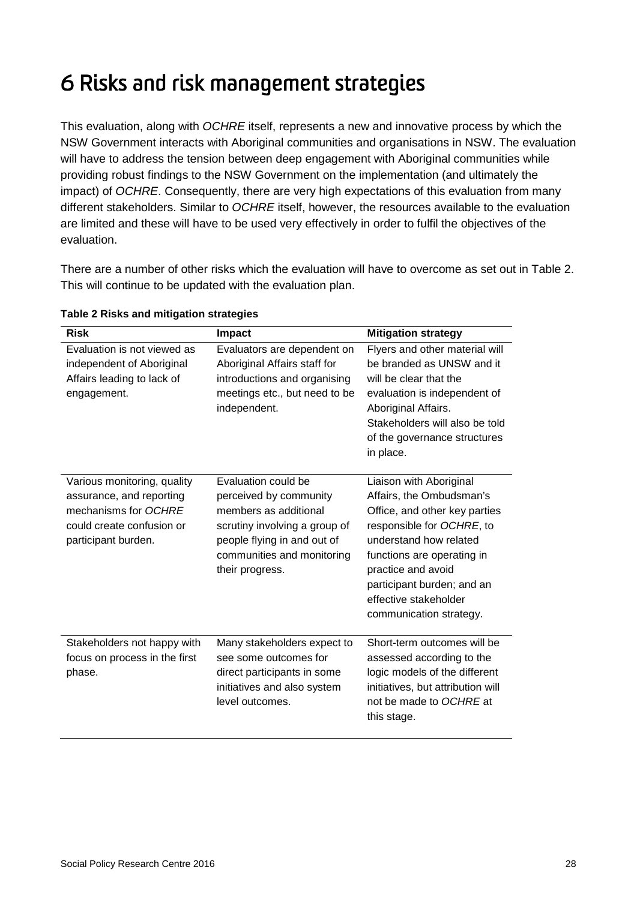# 6 Risks and risk management strategies

This evaluation, along with *OCHRE* itself, represents a new and innovative process by which the NSW Government interacts with Aboriginal communities and organisations in NSW. The evaluation will have to address the tension between deep engagement with Aboriginal communities while providing robust findings to the NSW Government on the implementation (and ultimately the impact) of *OCHRE*. Consequently, there are very high expectations of this evaluation from many different stakeholders. Similar to *OCHRE* itself, however, the resources available to the evaluation are limited and these will have to be used very effectively in order to fulfil the objectives of the evaluation.

There are a number of other risks which the evaluation will have to overcome as set out in Table 2. This will continue to be updated with the evaluation plan.

**Table 2 Risks and mitigation strategies**

| Risk | Impact | Mitigation strategy |
| --- | --- | --- |
| Evaluation is not viewed as independent of Aboriginal Affairs leading to lack of engagement. | Evaluators are dependent on Aboriginal Affairs staff for introductions and organising meetings etc., but need to be independent. | Flyers and other material will be branded as UNSW and it will be clear that the evaluation is independent of Aboriginal Affairs. Stakeholders will also be told of the governance structures in place. |
| Various monitoring, quality assurance, and reporting mechanisms for *OCHRE* could create confusion or participant burden. | Evaluation could be perceived by community members as additional scrutiny involving a group of people flying in and out of communities and monitoring their progress. | Liaison with Aboriginal Affairs, the Ombudsman's Office, and other key parties responsible for *OCHRE*, to understand how related functions are operating in practice and avoid participant burden; and an effective stakeholder communication strategy. |
| Stakeholders not happy with focus on process in the first phase. | Many stakeholders expect to see some outcomes for direct participants in some initiatives and also system level outcomes. | Short-term outcomes will be assessed according to the logic models of the different initiatives, but attribution will not be made to *OCHRE* at this stage. |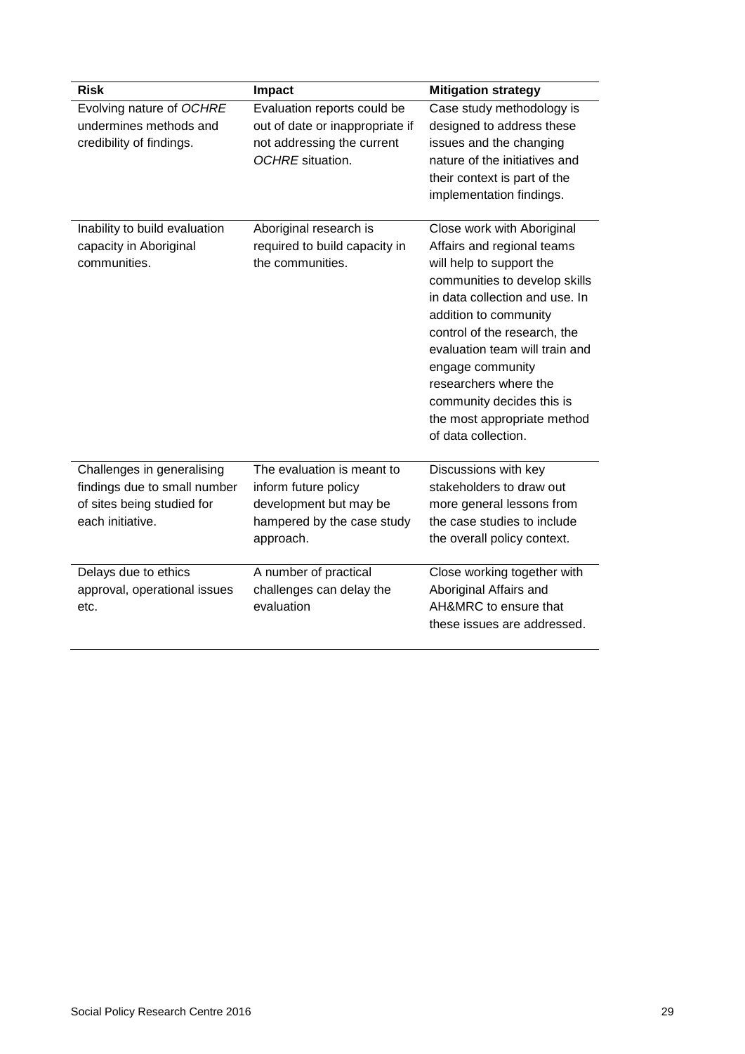| Risk | Impact | Mitigation strategy |
|---|---|---|
| Evolving nature of *OCHRE* undermines methods and credibility of findings. | Evaluation reports could be out of date or inappropriate if not addressing the current *OCHRE* situation. | Case study methodology is designed to address these issues and the changing nature of the initiatives and their context is part of the implementation findings. |
| Inability to build evaluation capacity in Aboriginal communities. | Aboriginal research is required to build capacity in the communities. | Close work with Aboriginal Affairs and regional teams will help to support the communities to develop skills in data collection and use. In addition to community control of the research, the evaluation team will train and engage community researchers where the community decides this is the most appropriate method of data collection. |
| Challenges in generalising findings due to small number of sites being studied for each initiative. | The evaluation is meant to inform future policy development but may be hampered by the case study approach. | Discussions with key stakeholders to draw out more general lessons from the case studies to include the overall policy context. |
| Delays due to ethics approval, operational issues etc. | A number of practical challenges can delay the evaluation | Close working together with Aboriginal Affairs and AH&MRC to ensure that these issues are addressed. |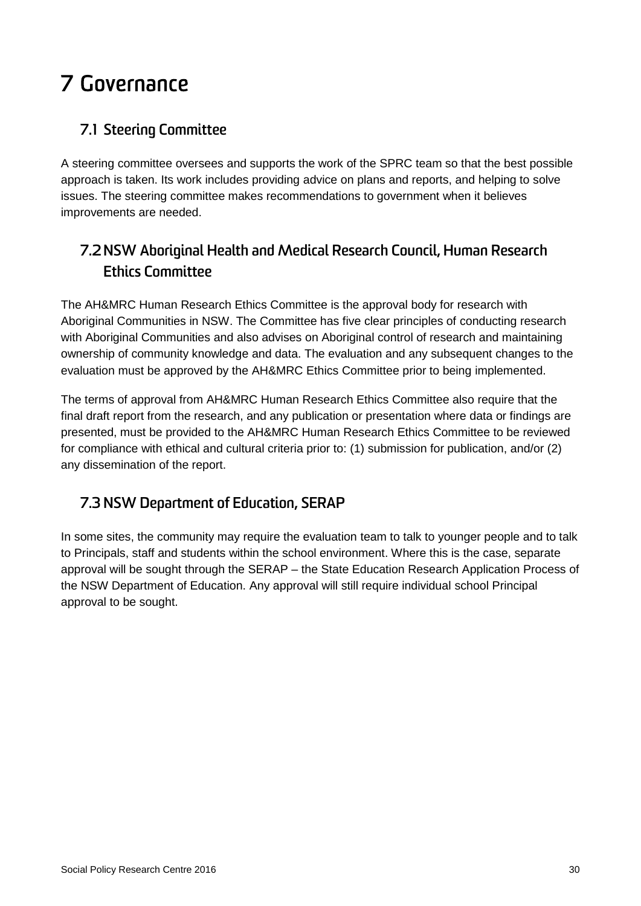# 7 Governance

## 7.1 Steering Committee

A steering committee oversees and supports the work of the SPRC team so that the best possible approach is taken. Its work includes providing advice on plans and reports, and helping to solve issues. The steering committee makes recommendations to government when it believes improvements are needed.

## 7.2 NSW Aboriginal Health and Medical Research Council, Human Research Ethics Committee

The AH&MRC Human Research Ethics Committee is the approval body for research with Aboriginal Communities in NSW. The Committee has five clear principles of conducting research with Aboriginal Communities and also advises on Aboriginal control of research and maintaining ownership of community knowledge and data. The evaluation and any subsequent changes to the evaluation must be approved by the AH&MRC Ethics Committee prior to being implemented.

The terms of approval from AH&MRC Human Research Ethics Committee also require that the final draft report from the research, and any publication or presentation where data or findings are presented, must be provided to the AH&MRC Human Research Ethics Committee to be reviewed for compliance with ethical and cultural criteria prior to: (1) submission for publication, and/or (2) any dissemination of the report.

## 7.3 NSW Department of Education, SERAP

In some sites, the community may require the evaluation team to talk to younger people and to talk to Principals, staff and students within the school environment. Where this is the case, separate approval will be sought through the SERAP – the State Education Research Application Process of the NSW Department of Education. Any approval will still require individual school Principal approval to be sought.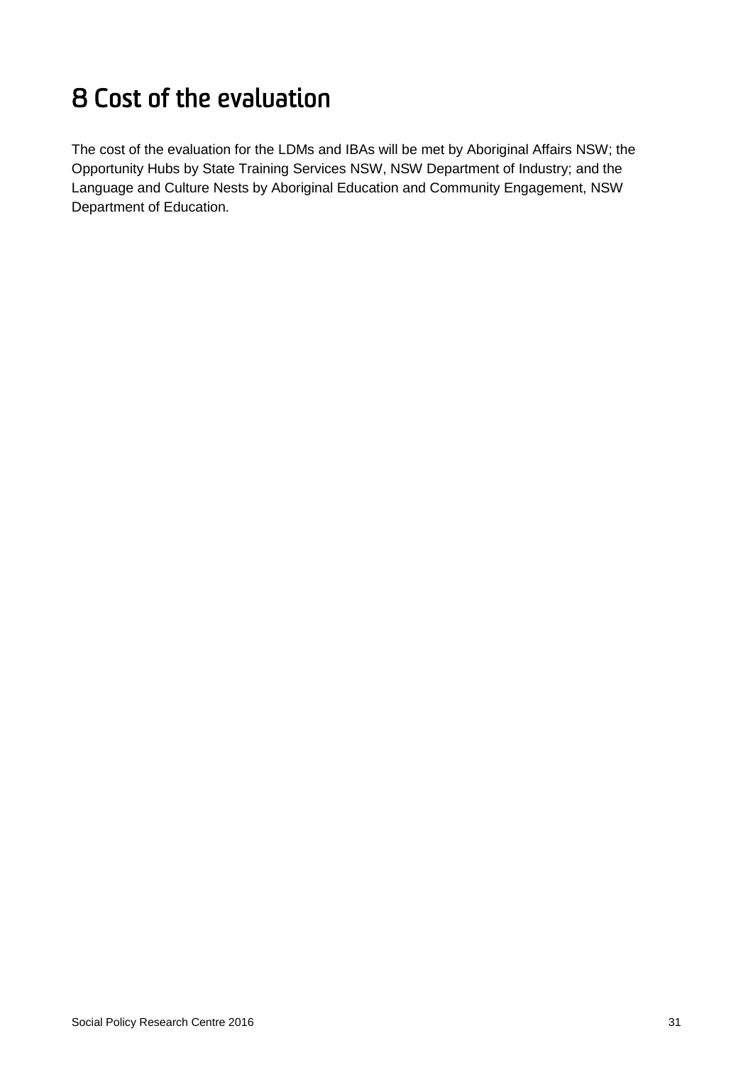# 8 Cost of the evaluation

The cost of the evaluation for the LDMs and IBAs will be met by Aboriginal Affairs NSW; the Opportunity Hubs by State Training Services NSW, NSW Department of Industry; and the Language and Culture Nests by Aboriginal Education and Community Engagement, NSW Department of Education.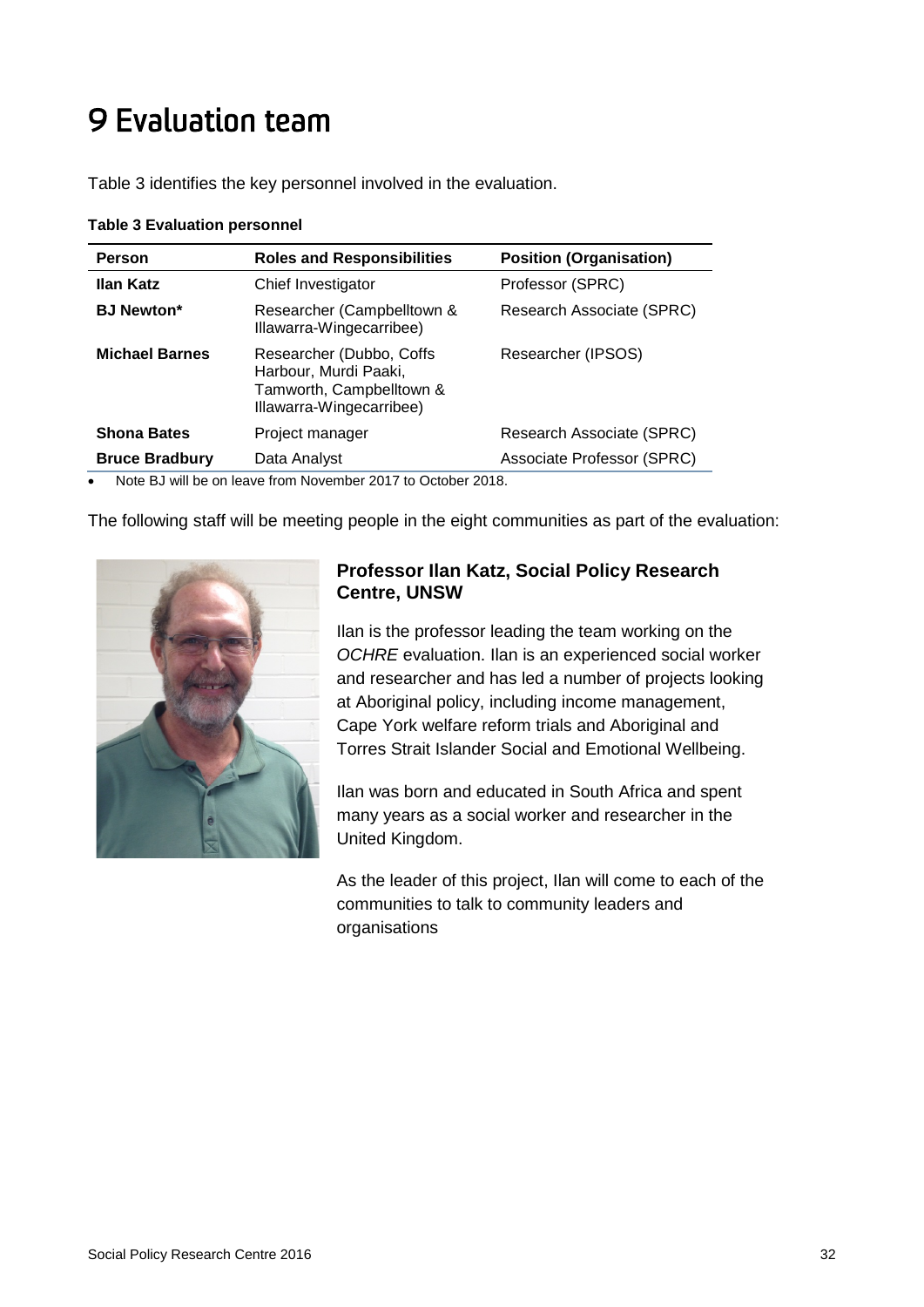# 9 Evaluation team

Table 3 identifies the key personnel involved in the evaluation.

**Table 3 Evaluation personnel**

| Person | Roles and Responsibilities | Position (Organisation) |
|---|---|---|
| **Ilan Katz** | Chief Investigator | Professor (SPRC) |
| **BJ Newton*** | Researcher (Campbelltown & Illawarra-Wingecarribee) | Research Associate (SPRC) |
| **Michael Barnes** | Researcher (Dubbo, Coffs Harbour, Murdi Paaki, Tamworth, Campbelltown & Illawarra-Wingecarribee) | Researcher (IPSOS) |
| **Shona Bates** | Project manager | Research Associate (SPRC) |
| **Bruce Bradbury** | Data Analyst | Associate Professor (SPRC) |

- Note BJ will be on leave from November 2017 to October 2018.

The following staff will be meeting people in the eight communities as part of the evaluation:

### Professor Ilan Katz, Social Policy Research Centre, UNSW

Ilan is the professor leading the team working on the *OCHRE* evaluation. Ilan is an experienced social worker and researcher and has led a number of projects looking at Aboriginal policy, including income management, Cape York welfare reform trials and Aboriginal and Torres Strait Islander Social and Emotional Wellbeing.

Ilan was born and educated in South Africa and spent many years as a social worker and researcher in the United Kingdom.

As the leader of this project, Ilan will come to each of the communities to talk to community leaders and organisations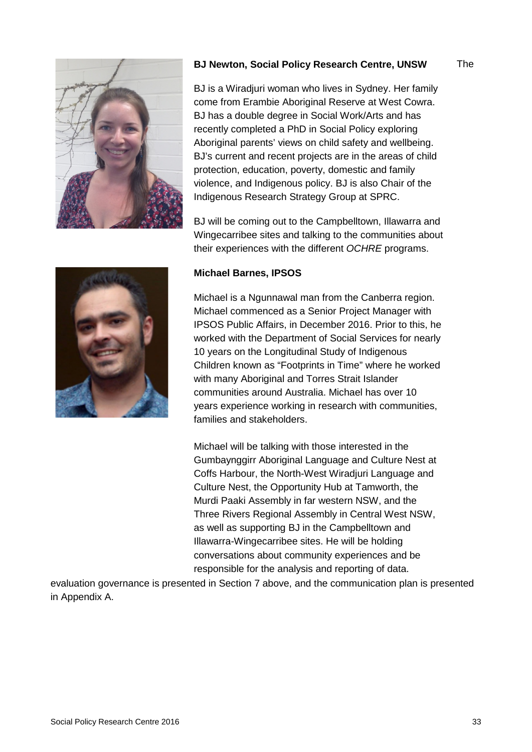**BJ Newton, Social Policy Research Centre, UNSW**

BJ is a Wiradjuri woman who lives in Sydney. Her family come from Erambie Aboriginal Reserve at West Cowra. BJ has a double degree in Social Work/Arts and has recently completed a PhD in Social Policy exploring Aboriginal parents' views on child safety and wellbeing. BJ's current and recent projects are in the areas of child protection, education, poverty, domestic and family violence, and Indigenous policy. BJ is also Chair of the Indigenous Research Strategy Group at SPRC.

BJ will be coming out to the Campbelltown, Illawarra and Wingecarribee sites and talking to the communities about their experiences with the different *OCHRE* programs.

**Michael Barnes, IPSOS**

Michael is a Ngunnawal man from the Canberra region. Michael commenced as a Senior Project Manager with IPSOS Public Affairs, in December 2016. Prior to this, he worked with the Department of Social Services for nearly 10 years on the Longitudinal Study of Indigenous Children known as "Footprints in Time" where he worked with many Aboriginal and Torres Strait Islander communities around Australia. Michael has over 10 years experience working in research with communities, families and stakeholders.

Michael will be talking with those interested in the Gumbaynggirr Aboriginal Language and Culture Nest at Coffs Harbour, the North-West Wiradjuri Language and Culture Nest, the Opportunity Hub at Tamworth, the Murdi Paaki Assembly in far western NSW, and the Three Rivers Regional Assembly in Central West NSW, as well as supporting BJ in the Campbelltown and Illawarra-Wingecarribee sites. He will be holding conversations about community experiences and be responsible for the analysis and reporting of data.

The evaluation governance is presented in Section 7 above, and the communication plan is presented in Appendix A.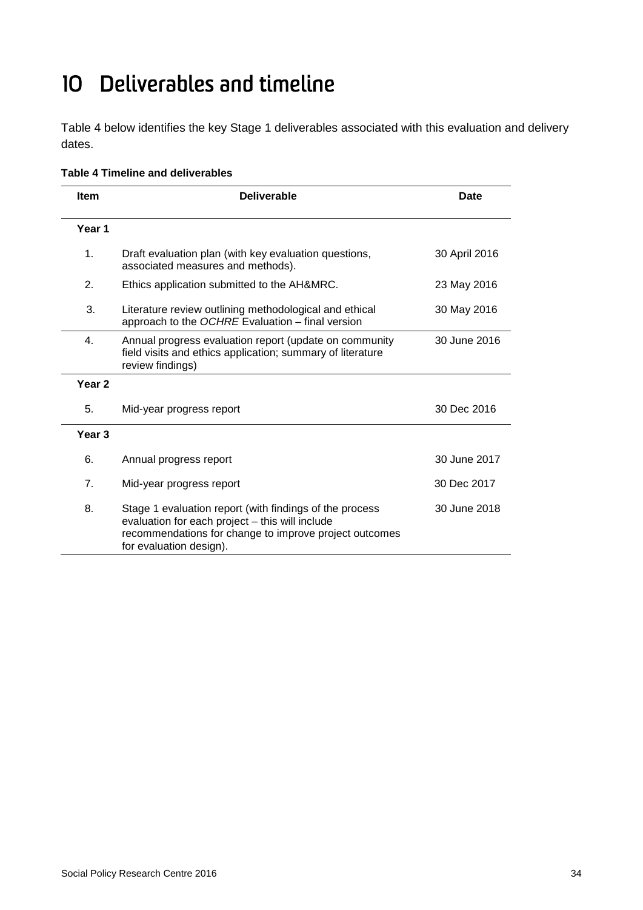# 10 Deliverables and timeline

Table 4 below identifies the key Stage 1 deliverables associated with this evaluation and delivery dates.

**Table 4 Timeline and deliverables**

| Item | Deliverable | Date |
|---|---|---|
| **Year 1** | | |
| 1. | Draft evaluation plan (with key evaluation questions, associated measures and methods). | 30 April 2016 |
| 2. | Ethics application submitted to the AH&MRC. | 23 May 2016 |
| 3. | Literature review outlining methodological and ethical approach to the *OCHRE* Evaluation – final version | 30 May 2016 |
| 4. | Annual progress evaluation report (update on community field visits and ethics application; summary of literature review findings) | 30 June 2016 |
| **Year 2** | | |
| 5. | Mid-year progress report | 30 Dec 2016 |
| **Year 3** | | |
| 6. | Annual progress report | 30 June 2017 |
| 7. | Mid-year progress report | 30 Dec 2017 |
| 8. | Stage 1 evaluation report (with findings of the process evaluation for each project – this will include recommendations for change to improve project outcomes for evaluation design). | 30 June 2018 |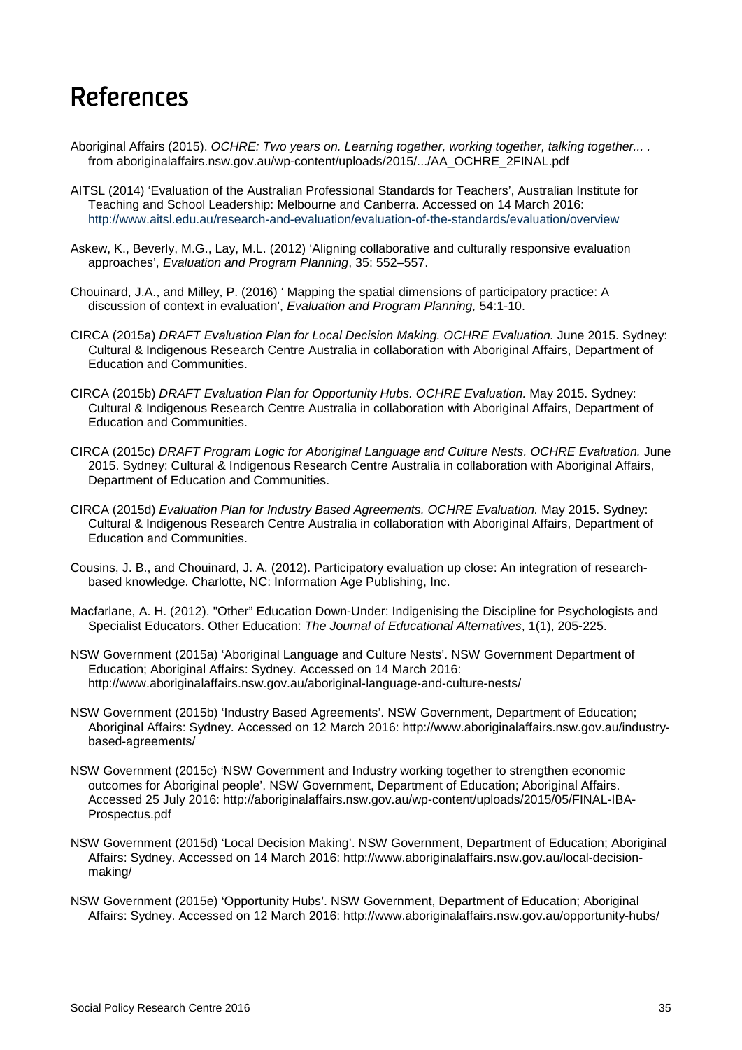# References

Aboriginal Affairs (2015). *OCHRE: Two years on. Learning together, working together, talking together... .* from aboriginalaffairs.nsw.gov.au/wp-content/uploads/2015/.../AA_OCHRE_2FINAL.pdf

AITSL (2014) 'Evaluation of the Australian Professional Standards for Teachers', Australian Institute for Teaching and School Leadership: Melbourne and Canberra. Accessed on 14 March 2016: http://www.aitsl.edu.au/research-and-evaluation/evaluation-of-the-standards/evaluation/overview

Askew, K., Beverly, M.G., Lay, M.L. (2012) 'Aligning collaborative and culturally responsive evaluation approaches', *Evaluation and Program Planning*, 35: 552–557.

Chouinard, J.A., and Milley, P. (2016) ' Mapping the spatial dimensions of participatory practice: A discussion of context in evaluation', *Evaluation and Program Planning,* 54:1-10.

CIRCA (2015a) *DRAFT Evaluation Plan for Local Decision Making. OCHRE Evaluation.* June 2015. Sydney: Cultural & Indigenous Research Centre Australia in collaboration with Aboriginal Affairs, Department of Education and Communities.

CIRCA (2015b) *DRAFT Evaluation Plan for Opportunity Hubs. OCHRE Evaluation.* May 2015. Sydney: Cultural & Indigenous Research Centre Australia in collaboration with Aboriginal Affairs, Department of Education and Communities.

CIRCA (2015c) *DRAFT Program Logic for Aboriginal Language and Culture Nests. OCHRE Evaluation.* June 2015. Sydney: Cultural & Indigenous Research Centre Australia in collaboration with Aboriginal Affairs, Department of Education and Communities.

CIRCA (2015d) *Evaluation Plan for Industry Based Agreements. OCHRE Evaluation.* May 2015. Sydney: Cultural & Indigenous Research Centre Australia in collaboration with Aboriginal Affairs, Department of Education and Communities.

Cousins, J. B., and Chouinard, J. A. (2012). Participatory evaluation up close: An integration of research-based knowledge. Charlotte, NC: Information Age Publishing, Inc.

Macfarlane, A. H. (2012). "Other" Education Down-Under: Indigenising the Discipline for Psychologists and Specialist Educators. Other Education: *The Journal of Educational Alternatives*, 1(1), 205-225.

NSW Government (2015a) 'Aboriginal Language and Culture Nests'. NSW Government Department of Education; Aboriginal Affairs: Sydney. Accessed on 14 March 2016: http://www.aboriginalaffairs.nsw.gov.au/aboriginal-language-and-culture-nests/

NSW Government (2015b) 'Industry Based Agreements'. NSW Government, Department of Education; Aboriginal Affairs: Sydney. Accessed on 12 March 2016: http://www.aboriginalaffairs.nsw.gov.au/industry-based-agreements/

NSW Government (2015c) 'NSW Government and Industry working together to strengthen economic outcomes for Aboriginal people'. NSW Government, Department of Education; Aboriginal Affairs. Accessed 25 July 2016: http://aboriginalaffairs.nsw.gov.au/wp-content/uploads/2015/05/FINAL-IBA-Prospectus.pdf

NSW Government (2015d) 'Local Decision Making'. NSW Government, Department of Education; Aboriginal Affairs: Sydney. Accessed on 14 March 2016: http://www.aboriginalaffairs.nsw.gov.au/local-decision-making/

NSW Government (2015e) 'Opportunity Hubs'. NSW Government, Department of Education; Aboriginal Affairs: Sydney. Accessed on 12 March 2016: http://www.aboriginalaffairs.nsw.gov.au/opportunity-hubs/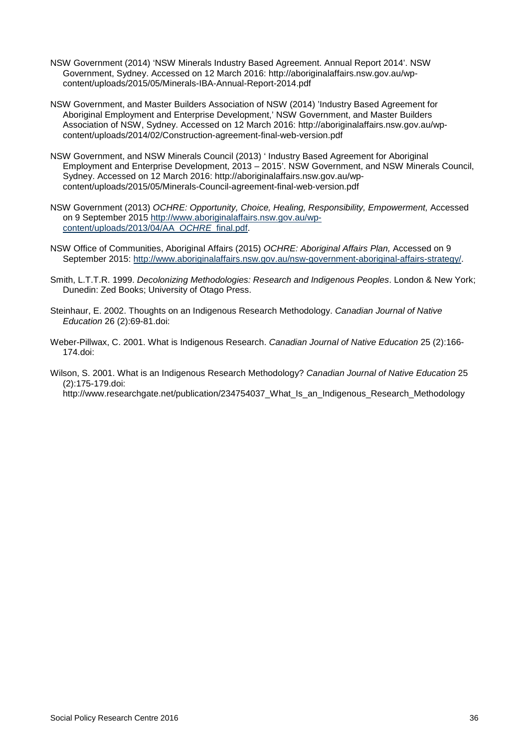NSW Government (2014) 'NSW Minerals Industry Based Agreement. Annual Report 2014'. NSW Government, Sydney. Accessed on 12 March 2016: http://aboriginalaffairs.nsw.gov.au/wp-content/uploads/2015/05/Minerals-IBA-Annual-Report-2014.pdf

NSW Government, and Master Builders Association of NSW (2014) 'Industry Based Agreement for Aboriginal Employment and Enterprise Development,' NSW Government, and Master Builders Association of NSW, Sydney. Accessed on 12 March 2016: http://aboriginalaffairs.nsw.gov.au/wp-content/uploads/2014/02/Construction-agreement-final-web-version.pdf

NSW Government, and NSW Minerals Council (2013) ' Industry Based Agreement for Aboriginal Employment and Enterprise Development, 2013 – 2015'. NSW Government, and NSW Minerals Council, Sydney. Accessed on 12 March 2016: http://aboriginalaffairs.nsw.gov.au/wp-content/uploads/2015/05/Minerals-Council-agreement-final-web-version.pdf

NSW Government (2013) *OCHRE: Opportunity, Choice, Healing, Responsibility, Empowerment,* Accessed on 9 September 2015 [http://www.aboriginalaffairs.nsw.gov.au/wp-content/uploads/2013/04/AA_OCHRE_final.pdf](http://www.aboriginalaffairs.nsw.gov.au/wp-content/uploads/2013/04/AA_OCHRE_final.pdf).

NSW Office of Communities, Aboriginal Affairs (2015) *OCHRE: Aboriginal Affairs Plan,* Accessed on 9 September 2015: [http://www.aboriginalaffairs.nsw.gov.au/nsw-government-aboriginal-affairs-strategy/](http://www.aboriginalaffairs.nsw.gov.au/nsw-government-aboriginal-affairs-strategy/).

Smith, L.T.T.R. 1999. *Decolonizing Methodologies: Research and Indigenous Peoples*. London & New York; Dunedin: Zed Books; University of Otago Press.

Steinhaur, E. 2002. Thoughts on an Indigenous Research Methodology. *Canadian Journal of Native Education* 26 (2):69-81.doi:

Weber-Pillwax, C. 2001. What is Indigenous Research. *Canadian Journal of Native Education* 25 (2):166-174.doi:

Wilson, S. 2001. What is an Indigenous Research Methodology? *Canadian Journal of Native Education* 25 (2):175-179.doi: http://www.researchgate.net/publication/234754037_What_Is_an_Indigenous_Research_Methodology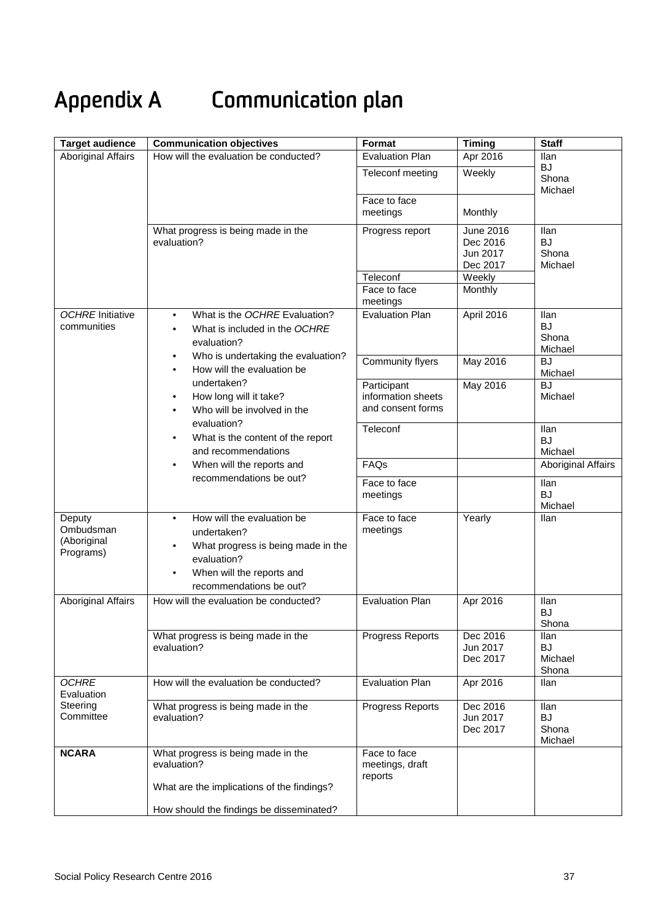# Appendix A Communication plan

| Target audience | Communication objectives | Format | Timing | Staff |
|---|---|---|---|---|
| Aboriginal Affairs | How will the evaluation be conducted? | Evaluation Plan | Apr 2016 | Ilan BJ Shona Michael |
| | | Teleconf meeting | Weekly | |
| | | Face to face meetings | Monthly | |
| | What progress is being made in the evaluation? | Progress report | June 2016 Dec 2016 Jun 2017 Dec 2017 | Ilan BJ Shona Michael |
| | | Teleconf | Weekly | |
| | | Face to face meetings | Monthly | |
| *OCHRE* Initiative communities | • What is the *OCHRE* Evaluation? • What is included in the *OCHRE* evaluation? • Who is undertaking the evaluation? • How will the evaluation be undertaken? • How long will it take? • Who will be involved in the evaluation? • What is the content of the report and recommendations • When will the reports and recommendations be out? | Evaluation Plan | April 2016 | Ilan BJ Shona Michael |
| | | Community flyers | May 2016 | BJ Michael |
| | | Participant information sheets and consent forms | May 2016 | BJ Michael |
| | | Teleconf | | Ilan BJ Michael |
| | | FAQs | | Aboriginal Affairs |
| | | Face to face meetings | | Ilan BJ Michael |
| Deputy Ombudsman (Aboriginal Programs) | • How will the evaluation be undertaken? • What progress is being made in the evaluation? • When will the reports and recommendations be out? | Face to face meetings | Yearly | Ilan |
| Aboriginal Affairs | How will the evaluation be conducted? | Evaluation Plan | Apr 2016 | Ilan BJ Shona |
| | What progress is being made in the evaluation? | Progress Reports | Dec 2016 Jun 2017 Dec 2017 | Ilan BJ Michael Shona |
| *OCHRE* Evaluation Steering Committee | How will the evaluation be conducted? | Evaluation Plan | Apr 2016 | Ilan |
| | What progress is being made in the evaluation? | Progress Reports | Dec 2016 Jun 2017 Dec 2017 | Ilan BJ Shona Michael |
| **NCARA** | What progress is being made in the evaluation? What are the implications of the findings? How should the findings be disseminated? | Face to face meetings, draft reports | | |